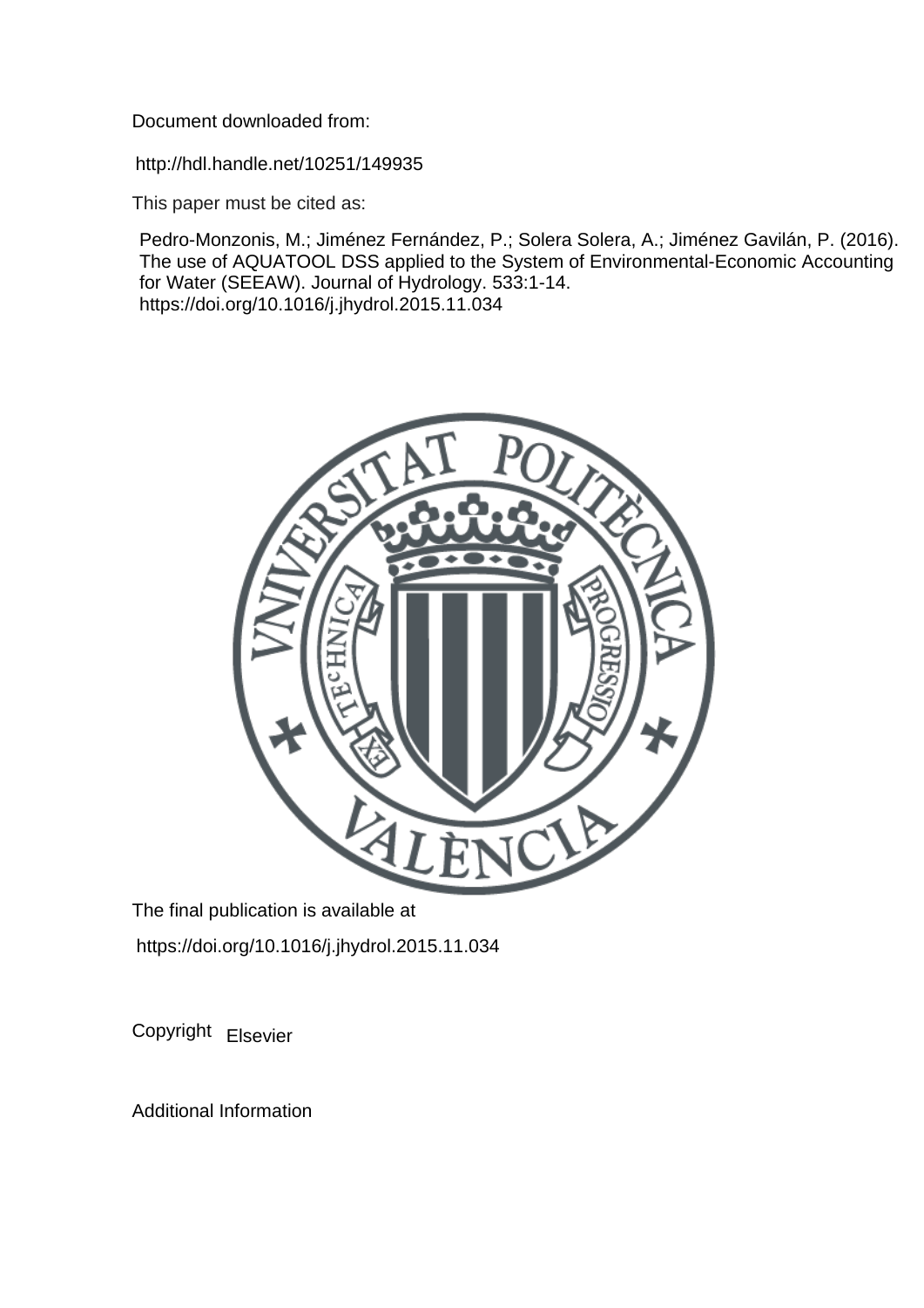Document downloaded from:

http://hdl.handle.net/10251/149935

This paper must be cited as:

Pedro-Monzonis, M.; Jiménez Fernández, P.; Solera Solera, A.; Jiménez Gavilán, P. (2016). The use of AQUATOOL DSS applied to the System of Environmental-Economic Accounting for Water (SEEAW). Journal of Hydrology. 533:1-14. https://doi.org/10.1016/j.jhydrol.2015.11.034

The final publication is available at

https://doi.org/10.1016/j.jhydrol.2015.11.034

Copyright Elsevier

Additional Information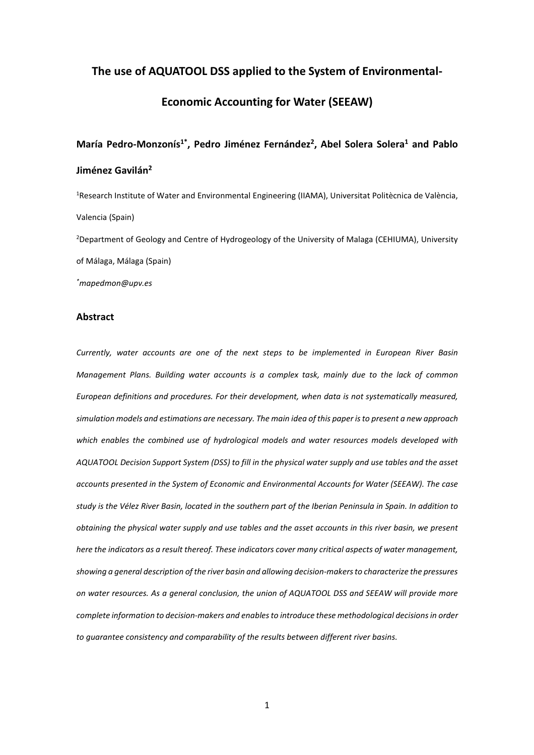# The use of AQUATOOL DSS applied to the System of Environmental-Economic Accounting for Water (SEEAW)

**María Pedro-Monzonís[1*], Pedro Jiménez Fernández[2], Abel Solera Solera[1] and Pablo Jiménez Gavilán[2]**

[1]Research Institute of Water and Environmental Engineering (IIAMA), Universitat Politècnica de València, Valencia (Spain)

[2]Department of Geology and Centre of Hydrogeology of the University of Malaga (CEHIUMA), University of Málaga, Málaga (Spain)

[*]*mapedmon@upv.es*

## Abstract

*Currently, water accounts are one of the next steps to be implemented in European River Basin Management Plans. Building water accounts is a complex task, mainly due to the lack of common European definitions and procedures. For their development, when data is not systematically measured, simulation models and estimations are necessary. The main idea of this paper is to present a new approach which enables the combined use of hydrological models and water resources models developed with AQUATOOL Decision Support System (DSS) to fill in the physical water supply and use tables and the asset accounts presented in the System of Economic and Environmental Accounts for Water (SEEAW). The case study is the Vélez River Basin, located in the southern part of the Iberian Peninsula in Spain. In addition to obtaining the physical water supply and use tables and the asset accounts in this river basin, we present here the indicators as a result thereof. These indicators cover many critical aspects of water management, showing a general description of the river basin and allowing decision-makers to characterize the pressures on water resources. As a general conclusion, the union of AQUATOOL DSS and SEEAW will provide more complete information to decision-makers and enables to introduce these methodological decisions in order to guarantee consistency and comparability of the results between different river basins.*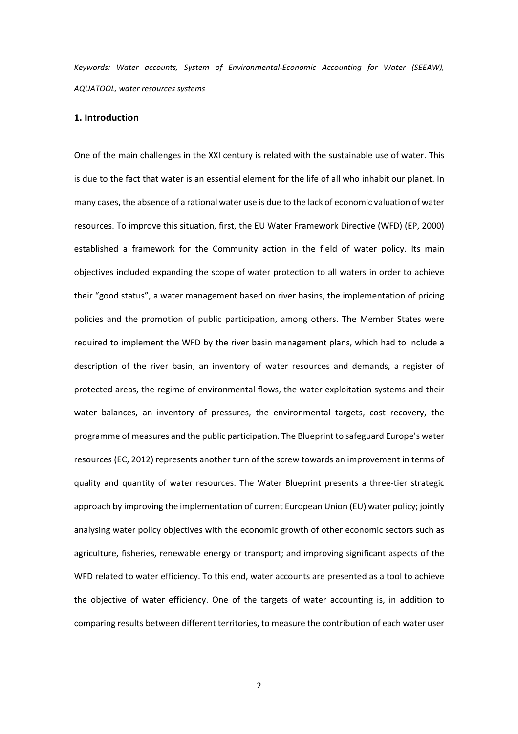*Keywords: Water accounts, System of Environmental-Economic Accounting for Water (SEEAW), AQUATOOL, water resources systems*

## 1. Introduction

One of the main challenges in the XXI century is related with the sustainable use of water. This is due to the fact that water is an essential element for the life of all who inhabit our planet. In many cases, the absence of a rational water use is due to the lack of economic valuation of water resources. To improve this situation, first, the EU Water Framework Directive (WFD) (EP, 2000) established a framework for the Community action in the field of water policy. Its main objectives included expanding the scope of water protection to all waters in order to achieve their "good status", a water management based on river basins, the implementation of pricing policies and the promotion of public participation, among others. The Member States were required to implement the WFD by the river basin management plans, which had to include a description of the river basin, an inventory of water resources and demands, a register of protected areas, the regime of environmental flows, the water exploitation systems and their water balances, an inventory of pressures, the environmental targets, cost recovery, the programme of measures and the public participation. The Blueprint to safeguard Europe's water resources (EC, 2012) represents another turn of the screw towards an improvement in terms of quality and quantity of water resources. The Water Blueprint presents a three-tier strategic approach by improving the implementation of current European Union (EU) water policy; jointly analysing water policy objectives with the economic growth of other economic sectors such as agriculture, fisheries, renewable energy or transport; and improving significant aspects of the WFD related to water efficiency. To this end, water accounts are presented as a tool to achieve the objective of water efficiency. One of the targets of water accounting is, in addition to comparing results between different territories, to measure the contribution of each water user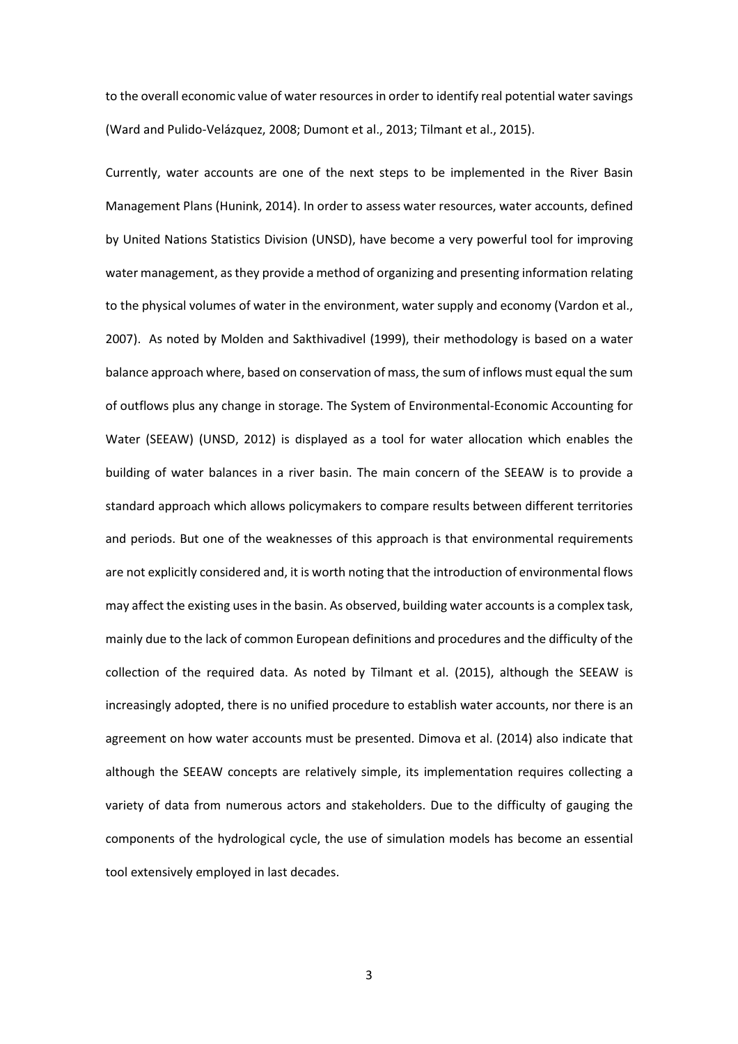to the overall economic value of water resources in order to identify real potential water savings (Ward and Pulido-Velázquez, 2008; Dumont et al., 2013; Tilmant et al., 2015).

Currently, water accounts are one of the next steps to be implemented in the River Basin Management Plans (Hunink, 2014). In order to assess water resources, water accounts, defined by United Nations Statistics Division (UNSD), have become a very powerful tool for improving water management, as they provide a method of organizing and presenting information relating to the physical volumes of water in the environment, water supply and economy (Vardon et al., 2007). As noted by Molden and Sakthivadivel (1999), their methodology is based on a water balance approach where, based on conservation of mass, the sum of inflows must equal the sum of outflows plus any change in storage. The System of Environmental-Economic Accounting for Water (SEEAW) (UNSD, 2012) is displayed as a tool for water allocation which enables the building of water balances in a river basin. The main concern of the SEEAW is to provide a standard approach which allows policymakers to compare results between different territories and periods. But one of the weaknesses of this approach is that environmental requirements are not explicitly considered and, it is worth noting that the introduction of environmental flows may affect the existing uses in the basin. As observed, building water accounts is a complex task, mainly due to the lack of common European definitions and procedures and the difficulty of the collection of the required data. As noted by Tilmant et al. (2015), although the SEEAW is increasingly adopted, there is no unified procedure to establish water accounts, nor there is an agreement on how water accounts must be presented. Dimova et al. (2014) also indicate that although the SEEAW concepts are relatively simple, its implementation requires collecting a variety of data from numerous actors and stakeholders. Due to the difficulty of gauging the components of the hydrological cycle, the use of simulation models has become an essential tool extensively employed in last decades.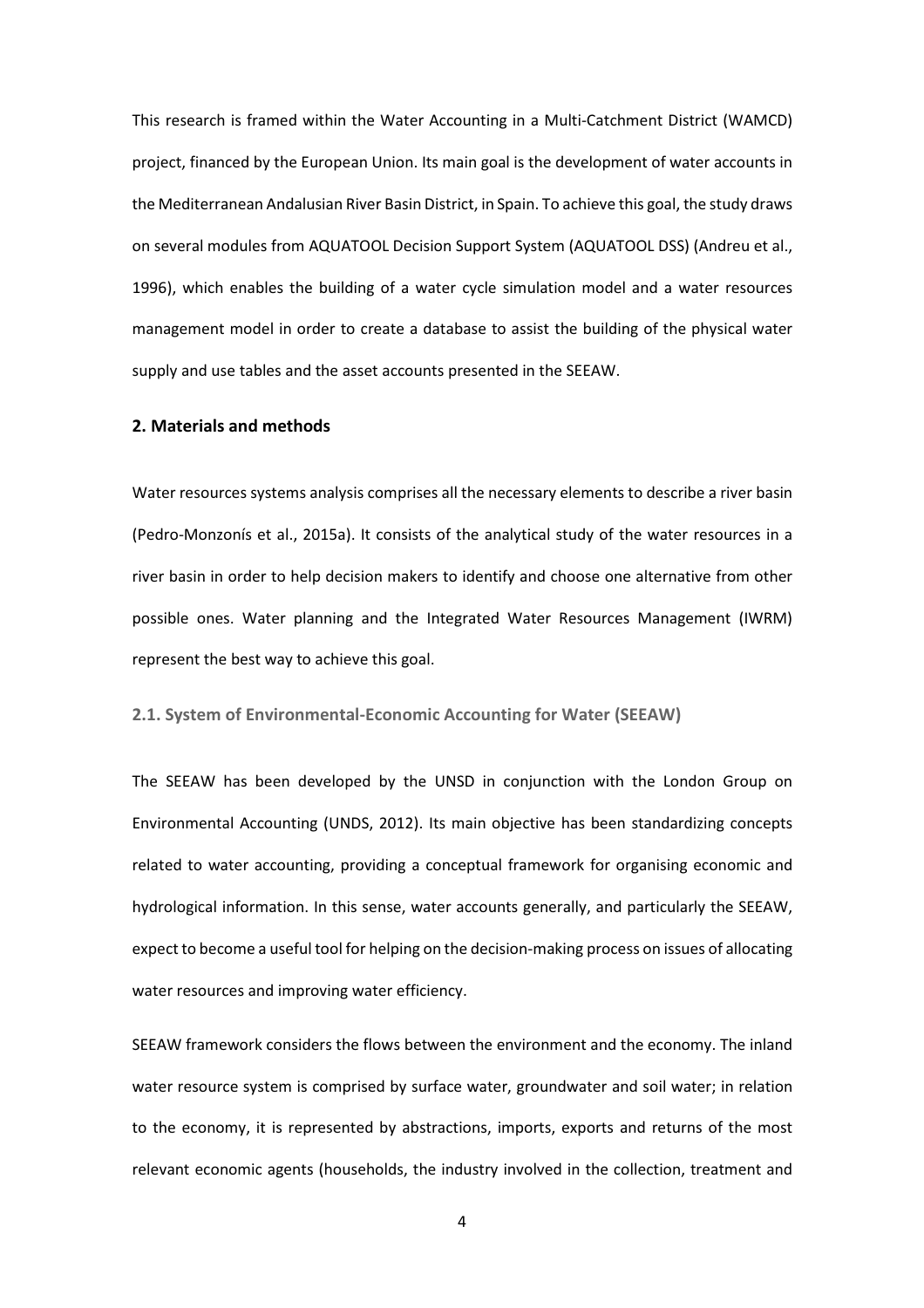This research is framed within the Water Accounting in a Multi-Catchment District (WAMCD) project, financed by the European Union. Its main goal is the development of water accounts in the Mediterranean Andalusian River Basin District, in Spain. To achieve this goal, the study draws on several modules from AQUATOOL Decision Support System (AQUATOOL DSS) (Andreu et al., 1996), which enables the building of a water cycle simulation model and a water resources management model in order to create a database to assist the building of the physical water supply and use tables and the asset accounts presented in the SEEAW.

## 2. Materials and methods

Water resources systems analysis comprises all the necessary elements to describe a river basin (Pedro-Monzonís et al., 2015a). It consists of the analytical study of the water resources in a river basin in order to help decision makers to identify and choose one alternative from other possible ones. Water planning and the Integrated Water Resources Management (IWRM) represent the best way to achieve this goal.

### 2.1. System of Environmental-Economic Accounting for Water (SEEAW)

The SEEAW has been developed by the UNSD in conjunction with the London Group on Environmental Accounting (UNDS, 2012). Its main objective has been standardizing concepts related to water accounting, providing a conceptual framework for organising economic and hydrological information. In this sense, water accounts generally, and particularly the SEEAW, expect to become a useful tool for helping on the decision-making process on issues of allocating water resources and improving water efficiency.

SEEAW framework considers the flows between the environment and the economy. The inland water resource system is comprised by surface water, groundwater and soil water; in relation to the economy, it is represented by abstractions, imports, exports and returns of the most relevant economic agents (households, the industry involved in the collection, treatment and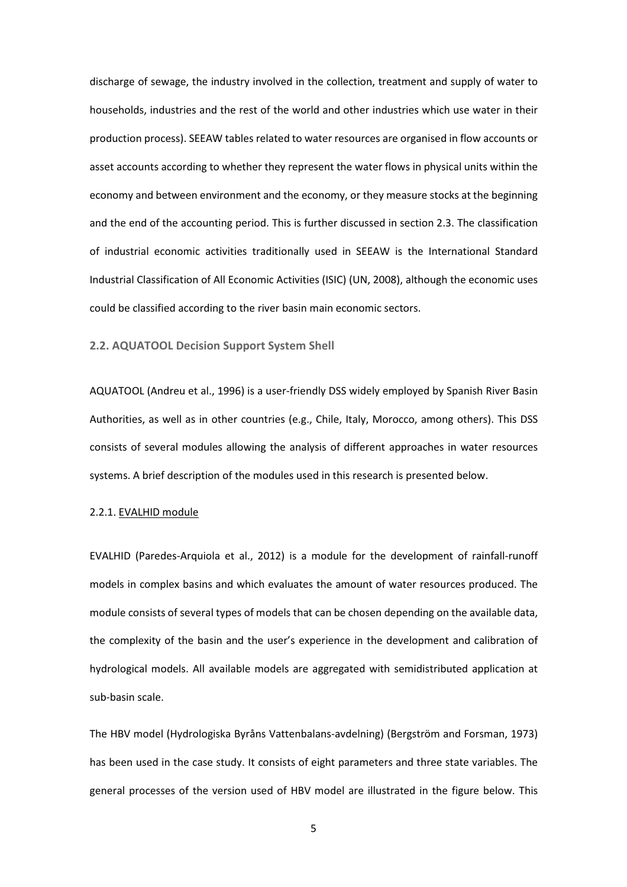discharge of sewage, the industry involved in the collection, treatment and supply of water to households, industries and the rest of the world and other industries which use water in their production process). SEEAW tables related to water resources are organised in flow accounts or asset accounts according to whether they represent the water flows in physical units within the economy and between environment and the economy, or they measure stocks at the beginning and the end of the accounting period. This is further discussed in section 2.3. The classification of industrial economic activities traditionally used in SEEAW is the International Standard Industrial Classification of All Economic Activities (ISIC) (UN, 2008), although the economic uses could be classified according to the river basin main economic sectors.

### 2.2. AQUATOOL Decision Support System Shell

AQUATOOL (Andreu et al., 1996) is a user-friendly DSS widely employed by Spanish River Basin Authorities, as well as in other countries (e.g., Chile, Italy, Morocco, among others). This DSS consists of several modules allowing the analysis of different approaches in water resources systems. A brief description of the modules used in this research is presented below.

#### 2.2.1. EVALHID module

EVALHID (Paredes-Arquiola et al., 2012) is a module for the development of rainfall-runoff models in complex basins and which evaluates the amount of water resources produced. The module consists of several types of models that can be chosen depending on the available data, the complexity of the basin and the user's experience in the development and calibration of hydrological models. All available models are aggregated with semidistributed application at sub-basin scale.

The HBV model (Hydrologiska Byråns Vattenbalans-avdelning) (Bergström and Forsman, 1973) has been used in the case study. It consists of eight parameters and three state variables. The general processes of the version used of HBV model are illustrated in the figure below. This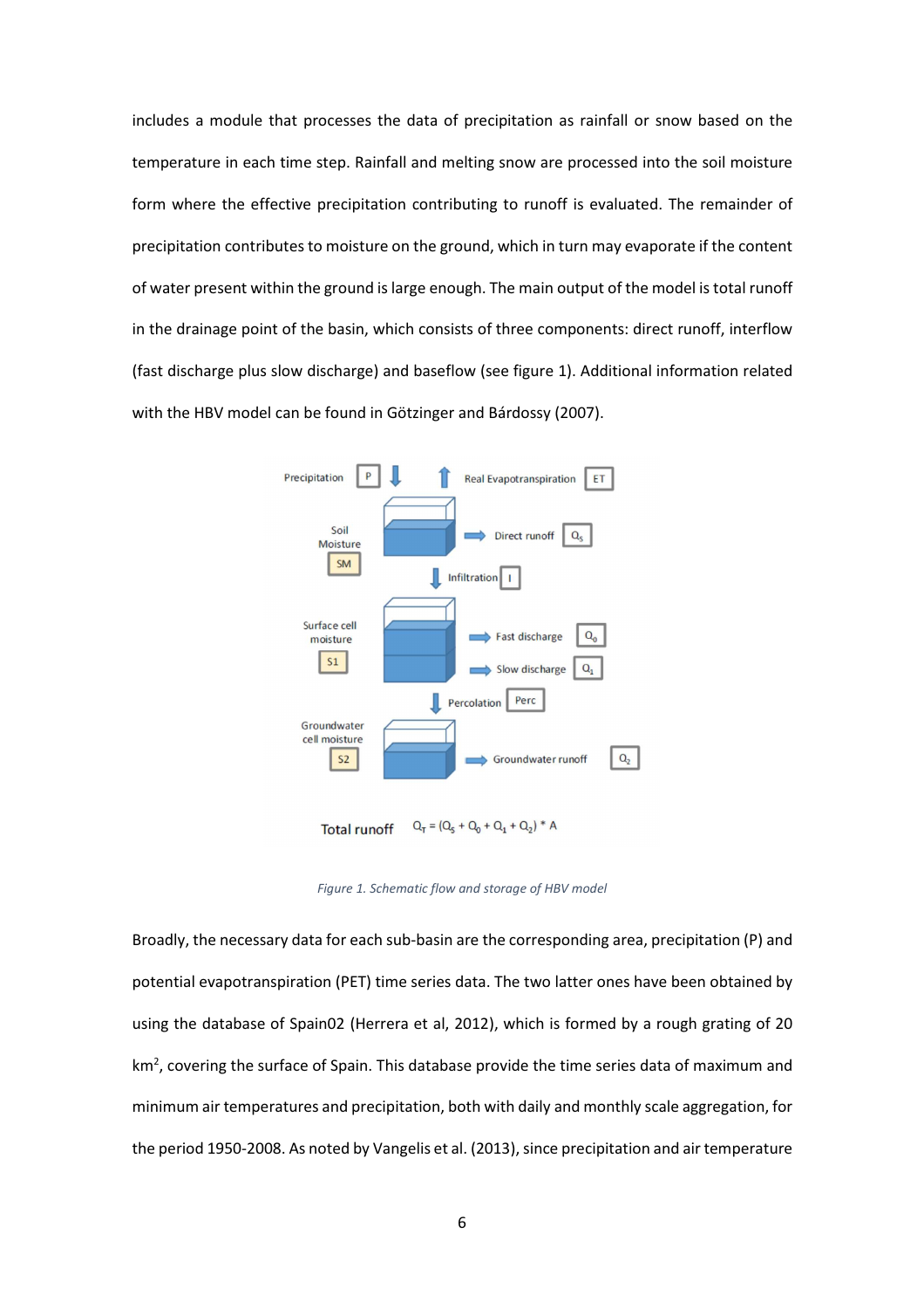includes a module that processes the data of precipitation as rainfall or snow based on the temperature in each time step. Rainfall and melting snow are processed into the soil moisture form where the effective precipitation contributing to runoff is evaluated. The remainder of precipitation contributes to moisture on the ground, which in turn may evaporate if the content of water present within the ground is large enough. The main output of the model is total runoff in the drainage point of the basin, which consists of three components: direct runoff, interflow (fast discharge plus slow discharge) and baseflow (see figure 1). Additional information related with the HBV model can be found in Götzinger and Bárdossy (2007).

*Figure 1. Schematic flow and storage of HBV model*

Broadly, the necessary data for each sub-basin are the corresponding area, precipitation (P) and potential evapotranspiration (PET) time series data. The two latter ones have been obtained by using the database of Spain02 (Herrera et al, 2012), which is formed by a rough grating of 20 km$^2$, covering the surface of Spain. This database provide the time series data of maximum and minimum air temperatures and precipitation, both with daily and monthly scale aggregation, for the period 1950-2008. As noted by Vangelis et al. (2013), since precipitation and air temperature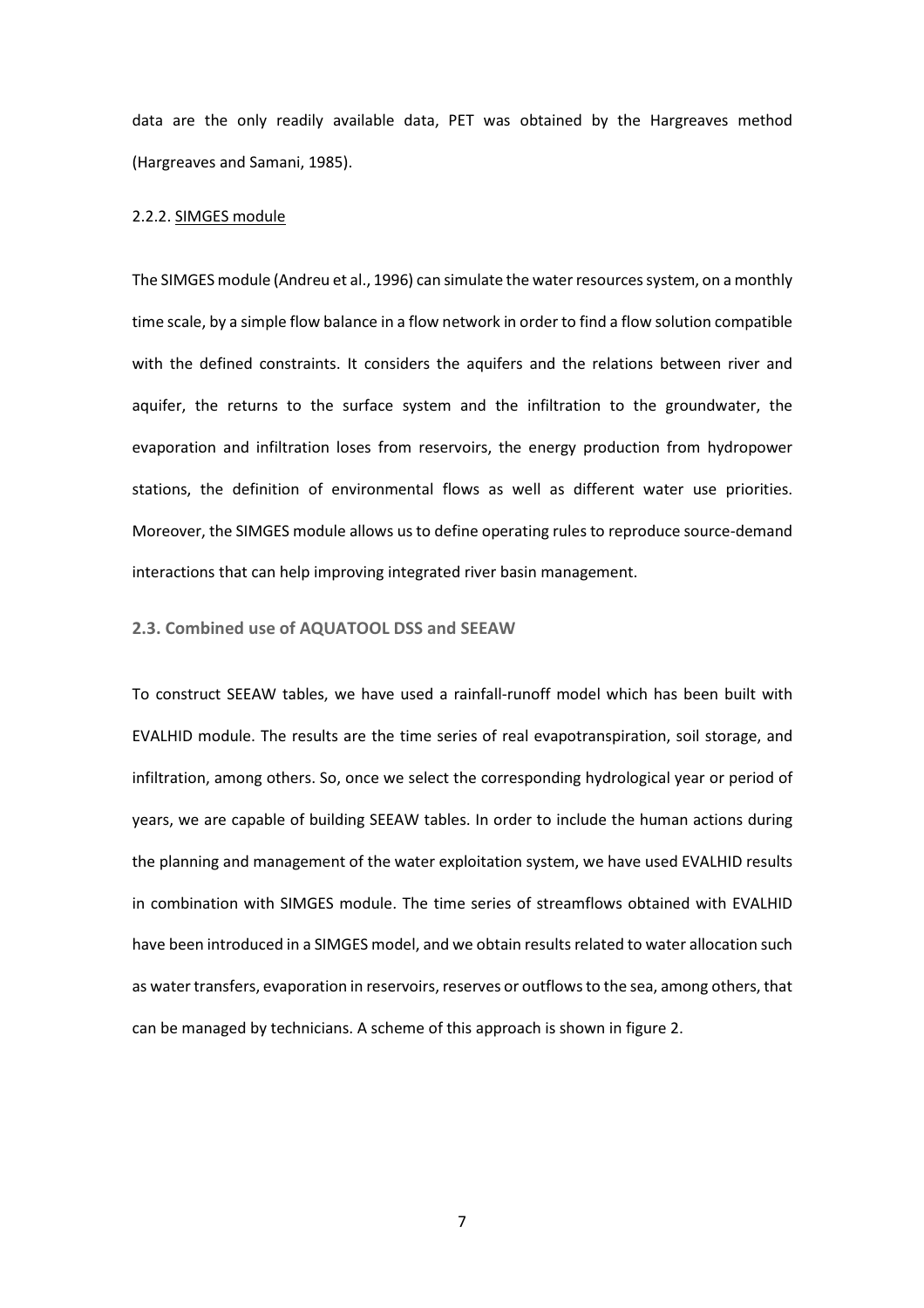data are the only readily available data, PET was obtained by the Hargreaves method (Hargreaves and Samani, 1985).

#### 2.2.2. SIMGES module

The SIMGES module (Andreu et al., 1996) can simulate the water resources system, on a monthly time scale, by a simple flow balance in a flow network in order to find a flow solution compatible with the defined constraints. It considers the aquifers and the relations between river and aquifer, the returns to the surface system and the infiltration to the groundwater, the evaporation and infiltration loses from reservoirs, the energy production from hydropower stations, the definition of environmental flows as well as different water use priorities. Moreover, the SIMGES module allows us to define operating rules to reproduce source-demand interactions that can help improving integrated river basin management.

### 2.3. Combined use of AQUATOOL DSS and SEEAW

To construct SEEAW tables, we have used a rainfall-runoff model which has been built with EVALHID module. The results are the time series of real evapotranspiration, soil storage, and infiltration, among others. So, once we select the corresponding hydrological year or period of years, we are capable of building SEEAW tables. In order to include the human actions during the planning and management of the water exploitation system, we have used EVALHID results in combination with SIMGES module. The time series of streamflows obtained with EVALHID have been introduced in a SIMGES model, and we obtain results related to water allocation such as water transfers, evaporation in reservoirs, reserves or outflows to the sea, among others, that can be managed by technicians. A scheme of this approach is shown in figure 2.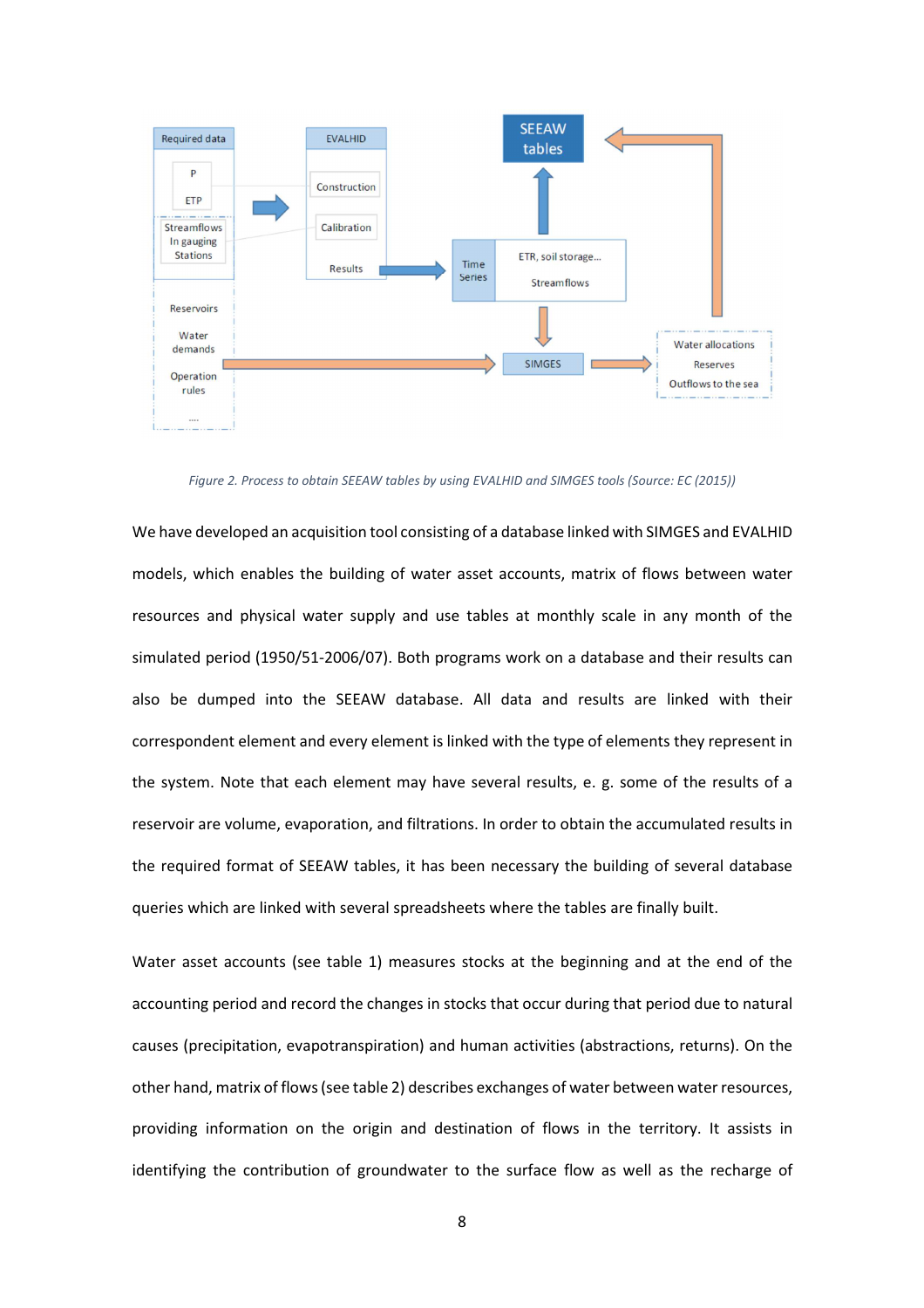*Figure 2. Process to obtain SEEAW tables by using EVALHID and SIMGES tools (Source: EC (2015))*

We have developed an acquisition tool consisting of a database linked with SIMGES and EVALHID models, which enables the building of water asset accounts, matrix of flows between water resources and physical water supply and use tables at monthly scale in any month of the simulated period (1950/51-2006/07). Both programs work on a database and their results can also be dumped into the SEEAW database. All data and results are linked with their correspondent element and every element is linked with the type of elements they represent in the system. Note that each element may have several results, e. g. some of the results of a reservoir are volume, evaporation, and filtrations. In order to obtain the accumulated results in the required format of SEEAW tables, it has been necessary the building of several database queries which are linked with several spreadsheets where the tables are finally built.

Water asset accounts (see table 1) measures stocks at the beginning and at the end of the accounting period and record the changes in stocks that occur during that period due to natural causes (precipitation, evapotranspiration) and human activities (abstractions, returns). On the other hand, matrix of flows (see table 2) describes exchanges of water between water resources, providing information on the origin and destination of flows in the territory. It assists in identifying the contribution of groundwater to the surface flow as well as the recharge of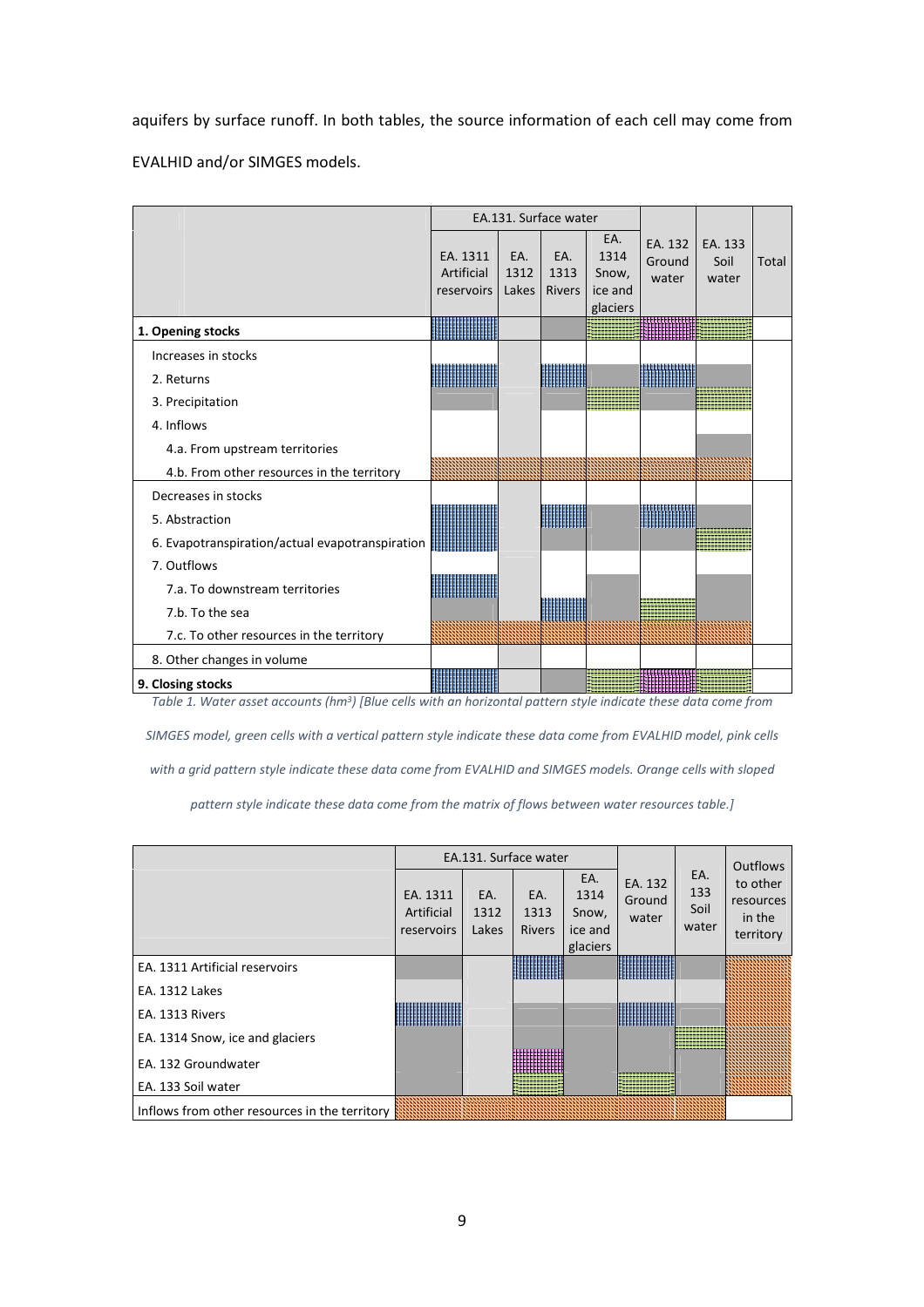aquifers by surface runoff. In both tables, the source information of each cell may come from EVALHID and/or SIMGES models.

| | EA.131. Surface water | | | | EA. 132 Ground water | EA. 133 Soil water | Total |
|---|---|---|---|---|---|---|---|
| | EA. 1311 Artificial reservoirs | EA. 1312 Lakes | EA. 1313 Rivers | EA. 1314 Snow, ice and glaciers | | | |
| **1. Opening stocks** | | | | | | | |
| Increases in stocks | | | | | | | |
| 2. Returns | | | | | | | |
| 3. Precipitation | | | | | | | |
| 4. Inflows | | | | | | | |
| 4.a. From upstream territories | | | | | | | |
| 4.b. From other resources in the territory | | | | | | | |
| Decreases in stocks | | | | | | | |
| 5. Abstraction | | | | | | | |
| 6. Evapotranspiration/actual evapotranspiration | | | | | | | |
| 7. Outflows | | | | | | | |
| 7.a. To downstream territories | | | | | | | |
| 7.b. To the sea | | | | | | | |
| 7.c. To other resources in the territory | | | | | | | |
| 8. Other changes in volume | | | | | | | |
| **9. Closing stocks** | | | | | | | |

*Table 1. Water asset accounts (hm³) [Blue cells with an horizontal pattern style indicate these data come from SIMGES model, green cells with a vertical pattern style indicate these data come from EVALHID model, pink cells with a grid pattern style indicate these data come from EVALHID and SIMGES models. Orange cells with sloped pattern style indicate these data come from the matrix of flows between water resources table.]*

| | EA.131. Surface water | | | | EA. 132 Ground water | EA. 133 Soil water | Outflows to other resources in the territory |
|---|---|---|---|---|---|---|---|
| | EA. 1311 Artificial reservoirs | EA. 1312 Lakes | EA. 1313 Rivers | EA. 1314 Snow, ice and glaciers | | | |
| EA. 1311 Artificial reservoirs | | | | | | | |
| EA. 1312 Lakes | | | | | | | |
| EA. 1313 Rivers | | | | | | | |
| EA. 1314 Snow, ice and glaciers | | | | | | | |
| EA. 132 Groundwater | | | | | | | |
| EA. 133 Soil water | | | | | | | |
| Inflows from other resources in the territory | | | | | | | |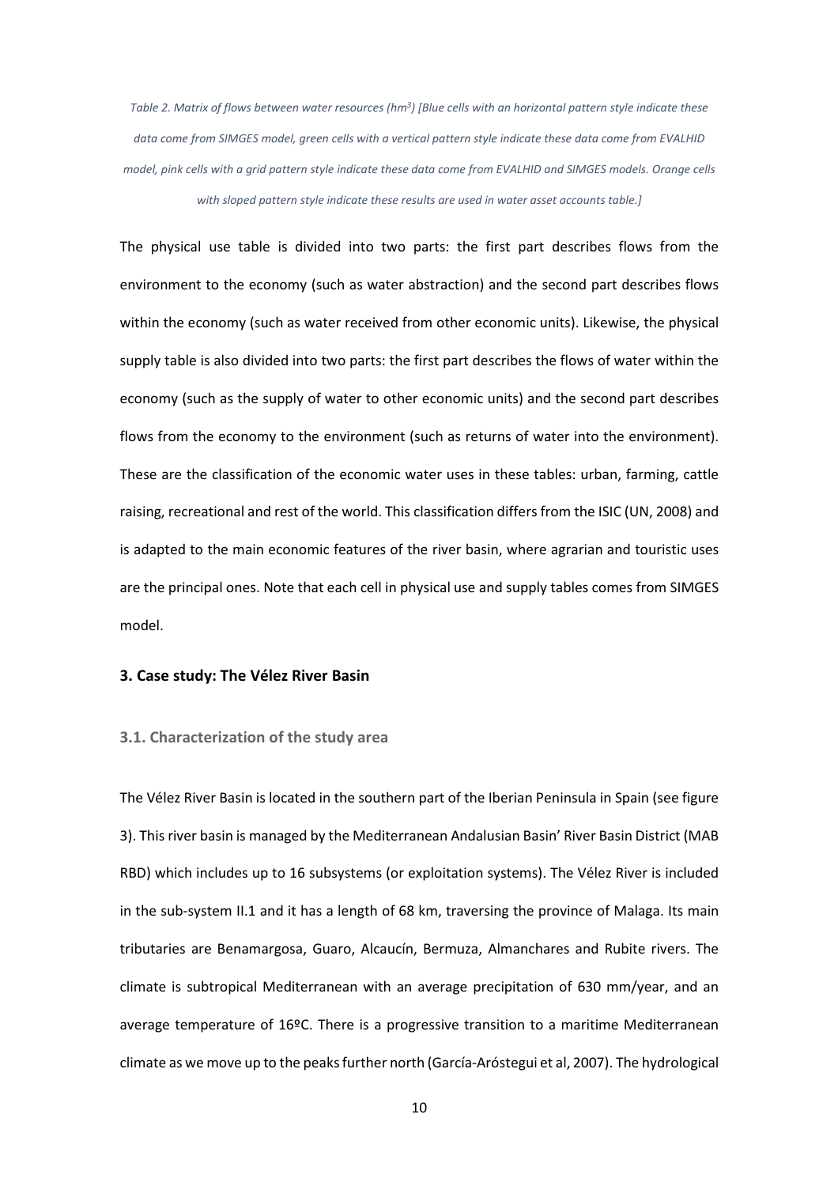*Table 2. Matrix of flows between water resources ($hm^3$) [Blue cells with an horizontal pattern style indicate these data come from SIMGES model, green cells with a vertical pattern style indicate these data come from EVALHID model, pink cells with a grid pattern style indicate these data come from EVALHID and SIMGES models. Orange cells with sloped pattern style indicate these results are used in water asset accounts table.]*

The physical use table is divided into two parts: the first part describes flows from the environment to the economy (such as water abstraction) and the second part describes flows within the economy (such as water received from other economic units). Likewise, the physical supply table is also divided into two parts: the first part describes the flows of water within the economy (such as the supply of water to other economic units) and the second part describes flows from the economy to the environment (such as returns of water into the environment). These are the classification of the economic water uses in these tables: urban, farming, cattle raising, recreational and rest of the world. This classification differs from the ISIC (UN, 2008) and is adapted to the main economic features of the river basin, where agrarian and touristic uses are the principal ones. Note that each cell in physical use and supply tables comes from SIMGES model.

## 3. Case study: The Vélez River Basin

### 3.1. Characterization of the study area

The Vélez River Basin is located in the southern part of the Iberian Peninsula in Spain (see figure 3). This river basin is managed by the Mediterranean Andalusian Basin' River Basin District (MAB RBD) which includes up to 16 subsystems (or exploitation systems). The Vélez River is included in the sub-system II.1 and it has a length of 68 km, traversing the province of Malaga. Its main tributaries are Benamargosa, Guaro, Alcaucín, Bermuza, Almanchares and Rubite rivers. The climate is subtropical Mediterranean with an average precipitation of 630 mm/year, and an average temperature of 16ºC. There is a progressive transition to a maritime Mediterranean climate as we move up to the peaks further north (García-Aróstegui et al, 2007). The hydrological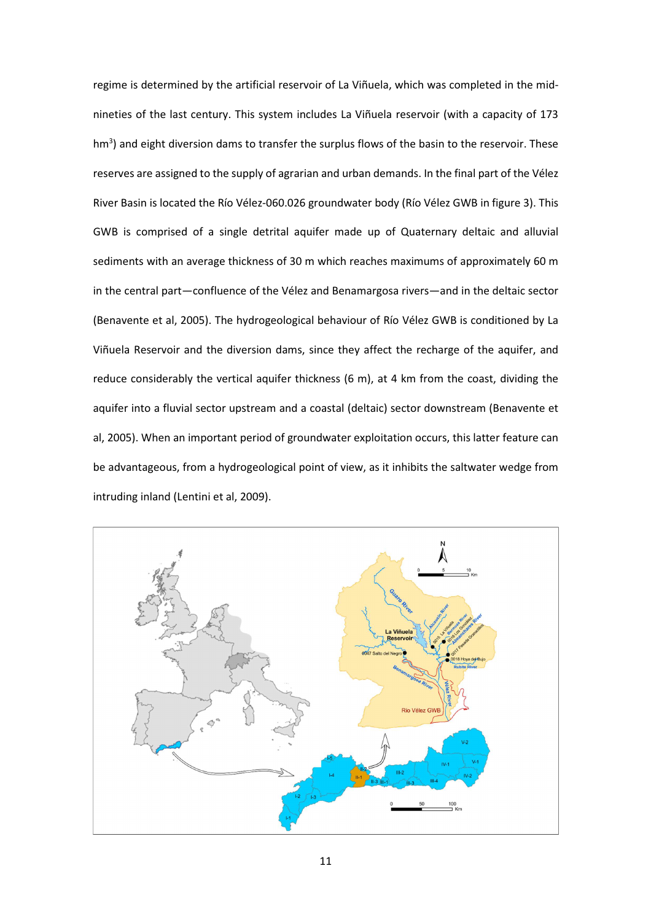regime is determined by the artificial reservoir of La Viñuela, which was completed in the mid-nineties of the last century. This system includes La Viñuela reservoir (with a capacity of 173 hm$^3$) and eight diversion dams to transfer the surplus flows of the basin to the reservoir. These reserves are assigned to the supply of agrarian and urban demands. In the final part of the Vélez River Basin is located the Río Vélez-060.026 groundwater body (Río Vélez GWB in figure 3). This GWB is comprised of a single detrital aquifer made up of Quaternary deltaic and alluvial sediments with an average thickness of 30 m which reaches maximums of approximately 60 m in the central part—confluence of the Vélez and Benamargosa rivers—and in the deltaic sector (Benavente et al, 2005). The hydrogeological behaviour of Río Vélez GWB is conditioned by La Viñuela Reservoir and the diversion dams, since they affect the recharge of the aquifer, and reduce considerably the vertical aquifer thickness (6 m), at 4 km from the coast, dividing the aquifer into a fluvial sector upstream and a coastal (deltaic) sector downstream (Benavente et al, 2005). When an important period of groundwater exploitation occurs, this latter feature can be advantageous, from a hydrogeological point of view, as it inhibits the saltwater wedge from intruding inland (Lentini et al, 2009).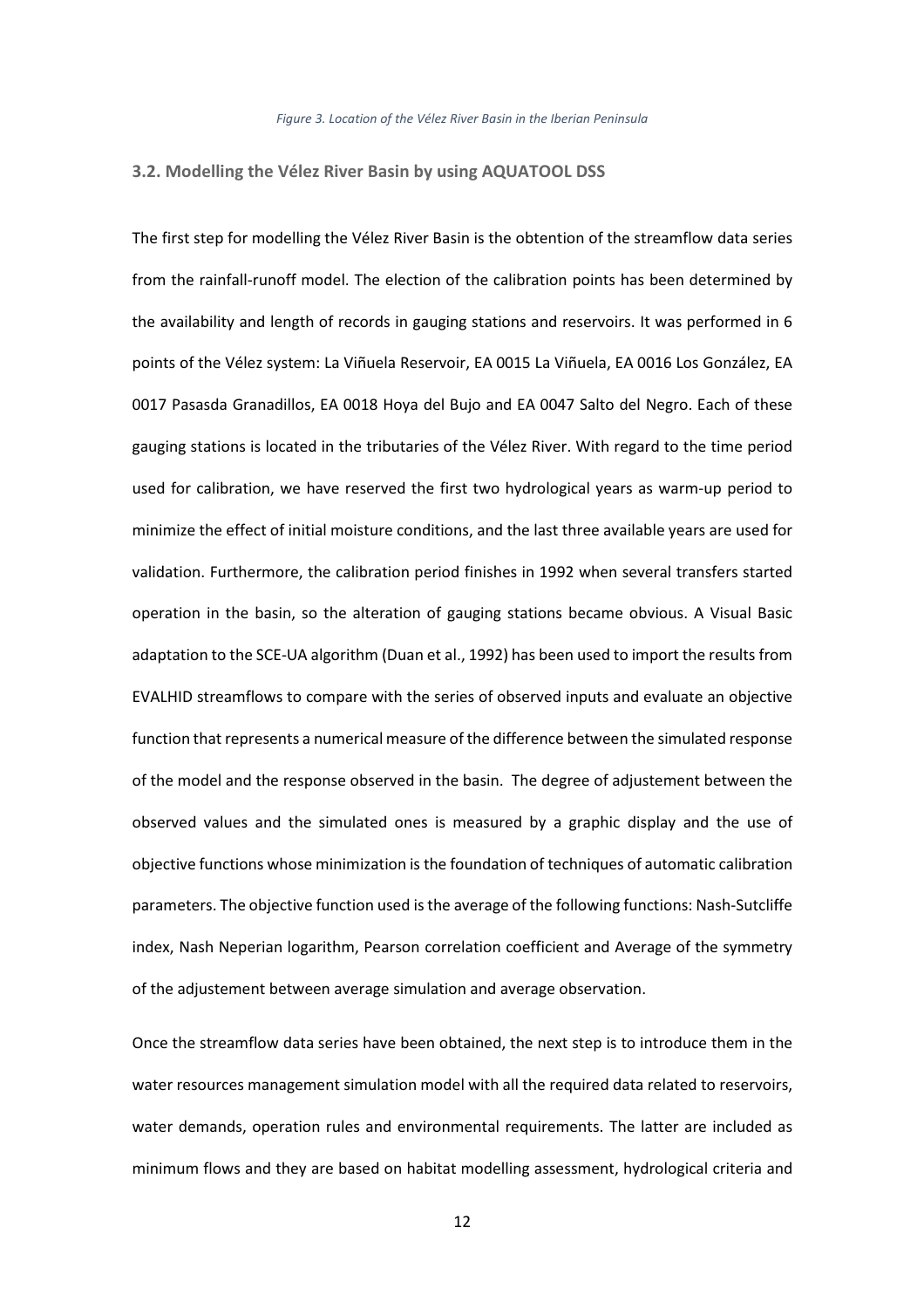*Figure 3. Location of the Vélez River Basin in the Iberian Peninsula*

### 3.2. Modelling the Vélez River Basin by using AQUATOOL DSS

The first step for modelling the Vélez River Basin is the obtention of the streamflow data series from the rainfall-runoff model. The election of the calibration points has been determined by the availability and length of records in gauging stations and reservoirs. It was performed in 6 points of the Vélez system: La Viñuela Reservoir, EA 0015 La Viñuela, EA 0016 Los González, EA 0017 Pasasda Granadillos, EA 0018 Hoya del Bujo and EA 0047 Salto del Negro. Each of these gauging stations is located in the tributaries of the Vélez River. With regard to the time period used for calibration, we have reserved the first two hydrological years as warm-up period to minimize the effect of initial moisture conditions, and the last three available years are used for validation. Furthermore, the calibration period finishes in 1992 when several transfers started operation in the basin, so the alteration of gauging stations became obvious. A Visual Basic adaptation to the SCE-UA algorithm (Duan et al., 1992) has been used to import the results from EVALHID streamflows to compare with the series of observed inputs and evaluate an objective function that represents a numerical measure of the difference between the simulated response of the model and the response observed in the basin. The degree of adjustement between the observed values and the simulated ones is measured by a graphic display and the use of objective functions whose minimization is the foundation of techniques of automatic calibration parameters. The objective function used is the average of the following functions: Nash-Sutcliffe index, Nash Neperian logarithm, Pearson correlation coefficient and Average of the symmetry of the adjustement between average simulation and average observation.

Once the streamflow data series have been obtained, the next step is to introduce them in the water resources management simulation model with all the required data related to reservoirs, water demands, operation rules and environmental requirements. The latter are included as minimum flows and they are based on habitat modelling assessment, hydrological criteria and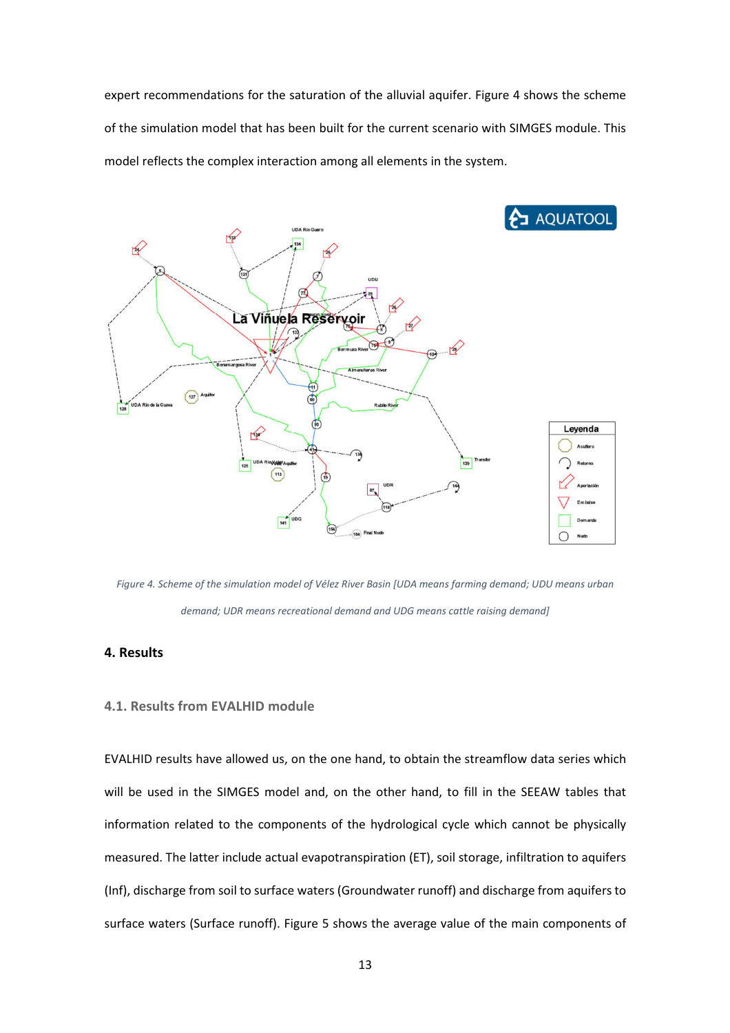expert recommendations for the saturation of the alluvial aquifer. Figure 4 shows the scheme of the simulation model that has been built for the current scenario with SIMGES module. This model reflects the complex interaction among all elements in the system.

*Figure 4. Scheme of the simulation model of Vélez River Basin [UDA means farming demand; UDU means urban demand; UDR means recreational demand and UDG means cattle raising demand]*

## 4. Results

### 4.1. Results from EVALHID module

EVALHID results have allowed us, on the one hand, to obtain the streamflow data series which will be used in the SIMGES model and, on the other hand, to fill in the SEEAW tables that information related to the components of the hydrological cycle which cannot be physically measured. The latter include actual evapotranspiration (ET), soil storage, infiltration to aquifers (Inf), discharge from soil to surface waters (Groundwater runoff) and discharge from aquifers to surface waters (Surface runoff). Figure 5 shows the average value of the main components of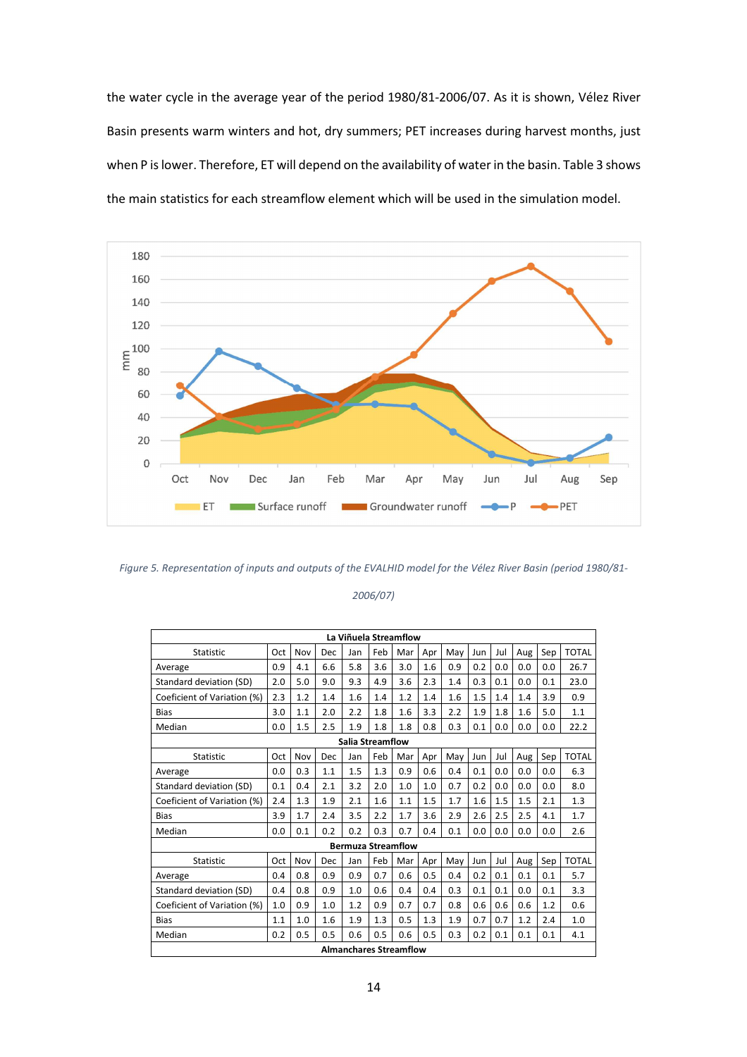the water cycle in the average year of the period 1980/81-2006/07. As it is shown, Vélez River Basin presents warm winters and hot, dry summers; PET increases during harvest months, just when P is lower. Therefore, ET will depend on the availability of water in the basin. Table 3 shows the main statistics for each streamflow element which will be used in the simulation model.

*Figure 5. Representation of inputs and outputs of the EVALHID model for the Vélez River Basin (period 1980/81-2006/07)*

| La Viñuela Streamflow | | | | | | | | | | | | | |
|---|---|---|---|---|---|---|---|---|---|---|---|---|---|
| Statistic | Oct | Nov | Dec | Jan | Feb | Mar | Apr | May | Jun | Jul | Aug | Sep | TOTAL |
| Average | 0.9 | 4.1 | 6.6 | 5.8 | 3.6 | 3.0 | 1.6 | 0.9 | 0.2 | 0.0 | 0.0 | 0.0 | 26.7 |
| Standard deviation (SD) | 2.0 | 5.0 | 9.0 | 9.3 | 4.9 | 3.6 | 2.3 | 1.4 | 0.3 | 0.1 | 0.0 | 0.1 | 23.0 |
| Coeficient of Variation (%) | 2.3 | 1.2 | 1.4 | 1.6 | 1.4 | 1.2 | 1.4 | 1.6 | 1.5 | 1.4 | 1.4 | 3.9 | 0.9 |
| Bias | 3.0 | 1.1 | 2.0 | 2.2 | 1.8 | 1.6 | 3.3 | 2.2 | 1.9 | 1.8 | 1.6 | 5.0 | 1.1 |
| Median | 0.0 | 1.5 | 2.5 | 1.9 | 1.8 | 1.8 | 0.8 | 0.3 | 0.1 | 0.0 | 0.0 | 0.0 | 22.2 |
| **Salia Streamflow** | | | | | | | | | | | | | |
| Statistic | Oct | Nov | Dec | Jan | Feb | Mar | Apr | May | Jun | Jul | Aug | Sep | TOTAL |
| Average | 0.0 | 0.3 | 1.1 | 1.5 | 1.3 | 0.9 | 0.6 | 0.4 | 0.1 | 0.0 | 0.0 | 0.0 | 6.3 |
| Standard deviation (SD) | 0.1 | 0.4 | 2.1 | 3.2 | 2.0 | 1.0 | 1.0 | 0.7 | 0.2 | 0.0 | 0.0 | 0.0 | 8.0 |
| Coeficient of Variation (%) | 2.4 | 1.3 | 1.9 | 2.1 | 1.6 | 1.1 | 1.5 | 1.7 | 1.6 | 1.5 | 1.5 | 2.1 | 1.3 |
| Bias | 3.9 | 1.7 | 2.4 | 3.5 | 2.2 | 1.7 | 3.6 | 2.9 | 2.6 | 2.5 | 2.5 | 4.1 | 1.7 |
| Median | 0.0 | 0.1 | 0.2 | 0.2 | 0.3 | 0.7 | 0.4 | 0.1 | 0.0 | 0.0 | 0.0 | 0.0 | 2.6 |
| **Bermuza Streamflow** | | | | | | | | | | | | | |
| Statistic | Oct | Nov | Dec | Jan | Feb | Mar | Apr | May | Jun | Jul | Aug | Sep | TOTAL |
| Average | 0.4 | 0.8 | 0.9 | 0.9 | 0.7 | 0.6 | 0.5 | 0.4 | 0.2 | 0.1 | 0.1 | 0.1 | 5.7 |
| Standard deviation (SD) | 0.4 | 0.8 | 0.9 | 1.0 | 0.6 | 0.4 | 0.4 | 0.3 | 0.1 | 0.1 | 0.0 | 0.1 | 3.3 |
| Coeficient of Variation (%) | 1.0 | 0.9 | 1.0 | 1.2 | 0.9 | 0.7 | 0.7 | 0.8 | 0.6 | 0.6 | 0.6 | 1.2 | 0.6 |
| Bias | 1.1 | 1.0 | 1.6 | 1.9 | 1.3 | 0.5 | 1.3 | 1.9 | 0.7 | 0.7 | 1.2 | 2.4 | 1.0 |
| Median | 0.2 | 0.5 | 0.5 | 0.6 | 0.5 | 0.6 | 0.5 | 0.3 | 0.2 | 0.1 | 0.1 | 0.1 | 4.1 |
| **Almanchares Streamflow** | | | | | | | | | | | | | |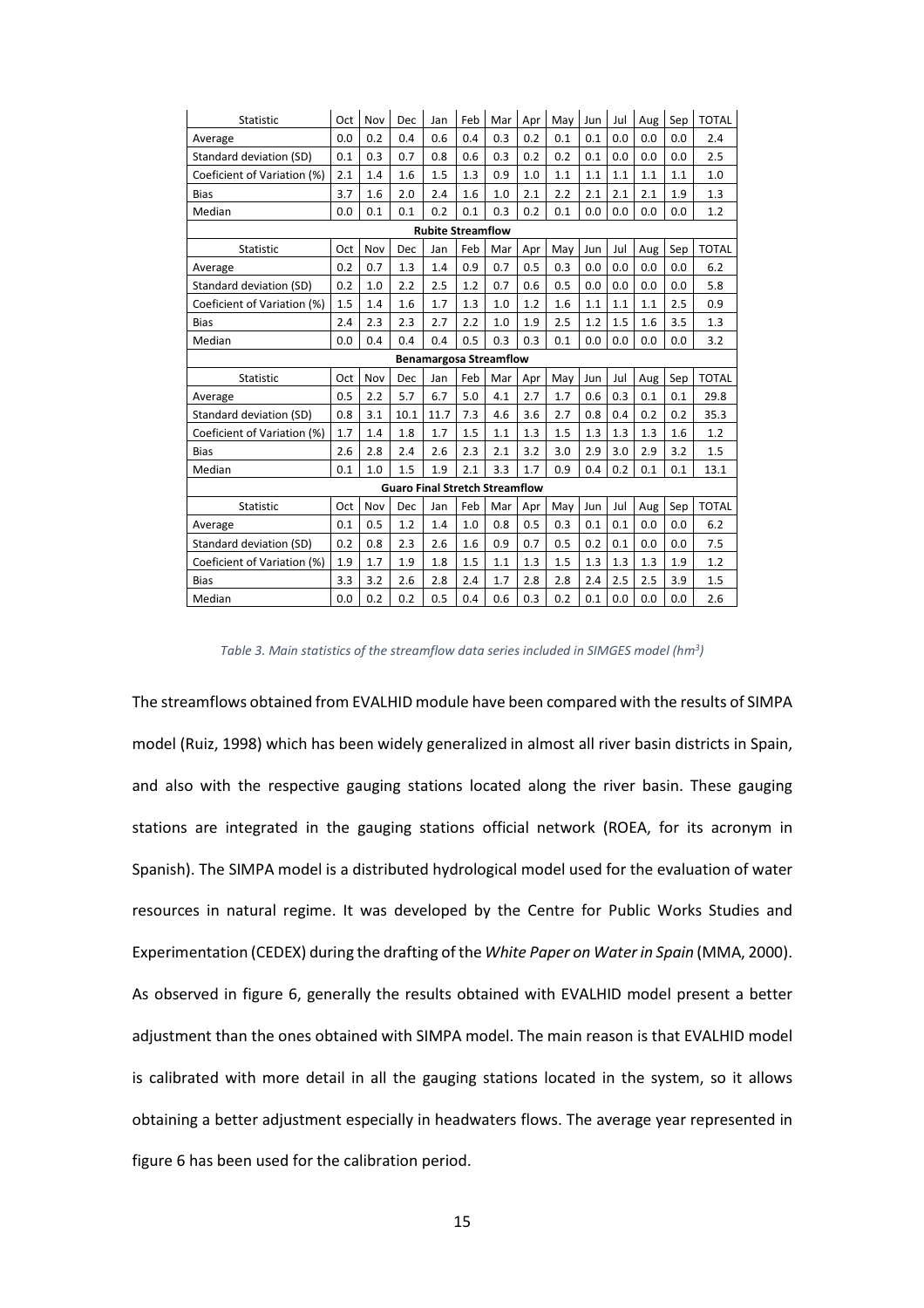| Statistic | Oct | Nov | Dec | Jan | Feb | Mar | Apr | May | Jun | Jul | Aug | Sep | TOTAL |
|---|---|---|---|---|---|---|---|---|---|---|---|---|---|
| Average | 0.0 | 0.2 | 0.4 | 0.6 | 0.4 | 0.3 | 0.2 | 0.1 | 0.1 | 0.0 | 0.0 | 0.0 | 2.4 |
| Standard deviation (SD) | 0.1 | 0.3 | 0.7 | 0.8 | 0.6 | 0.3 | 0.2 | 0.2 | 0.1 | 0.0 | 0.0 | 0.0 | 2.5 |
| Coeficient of Variation (%) | 2.1 | 1.4 | 1.6 | 1.5 | 1.3 | 0.9 | 1.0 | 1.1 | 1.1 | 1.1 | 1.1 | 1.1 | 1.0 |
| Bias | 3.7 | 1.6 | 2.0 | 2.4 | 1.6 | 1.0 | 2.1 | 2.2 | 2.1 | 2.1 | 2.1 | 1.9 | 1.3 |
| Median | 0.0 | 0.1 | 0.1 | 0.2 | 0.1 | 0.3 | 0.2 | 0.1 | 0.0 | 0.0 | 0.0 | 0.0 | 1.2 |
| **Rubite Streamflow** | | | | | | | | | | | | | |
| Statistic | Oct | Nov | Dec | Jan | Feb | Mar | Apr | May | Jun | Jul | Aug | Sep | TOTAL |
| Average | 0.2 | 0.7 | 1.3 | 1.4 | 0.9 | 0.7 | 0.5 | 0.3 | 0.0 | 0.0 | 0.0 | 0.0 | 6.2 |
| Standard deviation (SD) | 0.2 | 1.0 | 2.2 | 2.5 | 1.2 | 0.7 | 0.6 | 0.5 | 0.0 | 0.0 | 0.0 | 0.0 | 5.8 |
| Coeficient of Variation (%) | 1.5 | 1.4 | 1.6 | 1.7 | 1.3 | 1.0 | 1.2 | 1.6 | 1.1 | 1.1 | 1.1 | 2.5 | 0.9 |
| Bias | 2.4 | 2.3 | 2.3 | 2.7 | 2.2 | 1.0 | 1.9 | 2.5 | 1.2 | 1.5 | 1.6 | 3.5 | 1.3 |
| Median | 0.0 | 0.4 | 0.4 | 0.4 | 0.5 | 0.3 | 0.3 | 0.1 | 0.0 | 0.0 | 0.0 | 0.0 | 3.2 |
| **Benamargosa Streamflow** | | | | | | | | | | | | | |
| Statistic | Oct | Nov | Dec | Jan | Feb | Mar | Apr | May | Jun | Jul | Aug | Sep | TOTAL |
| Average | 0.5 | 2.2 | 5.7 | 6.7 | 5.0 | 4.1 | 2.7 | 1.7 | 0.6 | 0.3 | 0.1 | 0.1 | 29.8 |
| Standard deviation (SD) | 0.8 | 3.1 | 10.1 | 11.7 | 7.3 | 4.6 | 3.6 | 2.7 | 0.8 | 0.4 | 0.2 | 0.2 | 35.3 |
| Coeficient of Variation (%) | 1.7 | 1.4 | 1.8 | 1.7 | 1.5 | 1.1 | 1.3 | 1.5 | 1.3 | 1.3 | 1.3 | 1.6 | 1.2 |
| Bias | 2.6 | 2.8 | 2.4 | 2.6 | 2.3 | 2.1 | 3.2 | 3.0 | 2.9 | 3.0 | 2.9 | 3.2 | 1.5 |
| Median | 0.1 | 1.0 | 1.5 | 1.9 | 2.1 | 3.3 | 1.7 | 0.9 | 0.4 | 0.2 | 0.1 | 0.1 | 13.1 |
| **Guaro Final Stretch Streamflow** | | | | | | | | | | | | | |
| Statistic | Oct | Nov | Dec | Jan | Feb | Mar | Apr | May | Jun | Jul | Aug | Sep | TOTAL |
| Average | 0.1 | 0.5 | 1.2 | 1.4 | 1.0 | 0.8 | 0.5 | 0.3 | 0.1 | 0.1 | 0.0 | 0.0 | 6.2 |
| Standard deviation (SD) | 0.2 | 0.8 | 2.3 | 2.6 | 1.6 | 0.9 | 0.7 | 0.5 | 0.2 | 0.1 | 0.0 | 0.0 | 7.5 |
| Coeficient of Variation (%) | 1.9 | 1.7 | 1.9 | 1.8 | 1.5 | 1.1 | 1.3 | 1.5 | 1.3 | 1.3 | 1.3 | 1.9 | 1.2 |
| Bias | 3.3 | 3.2 | 2.6 | 2.8 | 2.4 | 1.7 | 2.8 | 2.8 | 2.4 | 2.5 | 2.5 | 3.9 | 1.5 |
| Median | 0.0 | 0.2 | 0.2 | 0.5 | 0.4 | 0.6 | 0.3 | 0.2 | 0.1 | 0.0 | 0.0 | 0.0 | 2.6 |

*Table 3. Main statistics of the streamflow data series included in SIMGES model ($hm^3$)*

The streamflows obtained from EVALHID module have been compared with the results of SIMPA model (Ruiz, 1998) which has been widely generalized in almost all river basin districts in Spain, and also with the respective gauging stations located along the river basin. These gauging stations are integrated in the gauging stations official network (ROEA, for its acronym in Spanish). The SIMPA model is a distributed hydrological model used for the evaluation of water resources in natural regime. It was developed by the Centre for Public Works Studies and Experimentation (CEDEX) during the drafting of the *White Paper on Water in Spain* (MMA, 2000). As observed in figure 6, generally the results obtained with EVALHID model present a better adjustment than the ones obtained with SIMPA model. The main reason is that EVALHID model is calibrated with more detail in all the gauging stations located in the system, so it allows obtaining a better adjustment especially in headwaters flows. The average year represented in figure 6 has been used for the calibration period.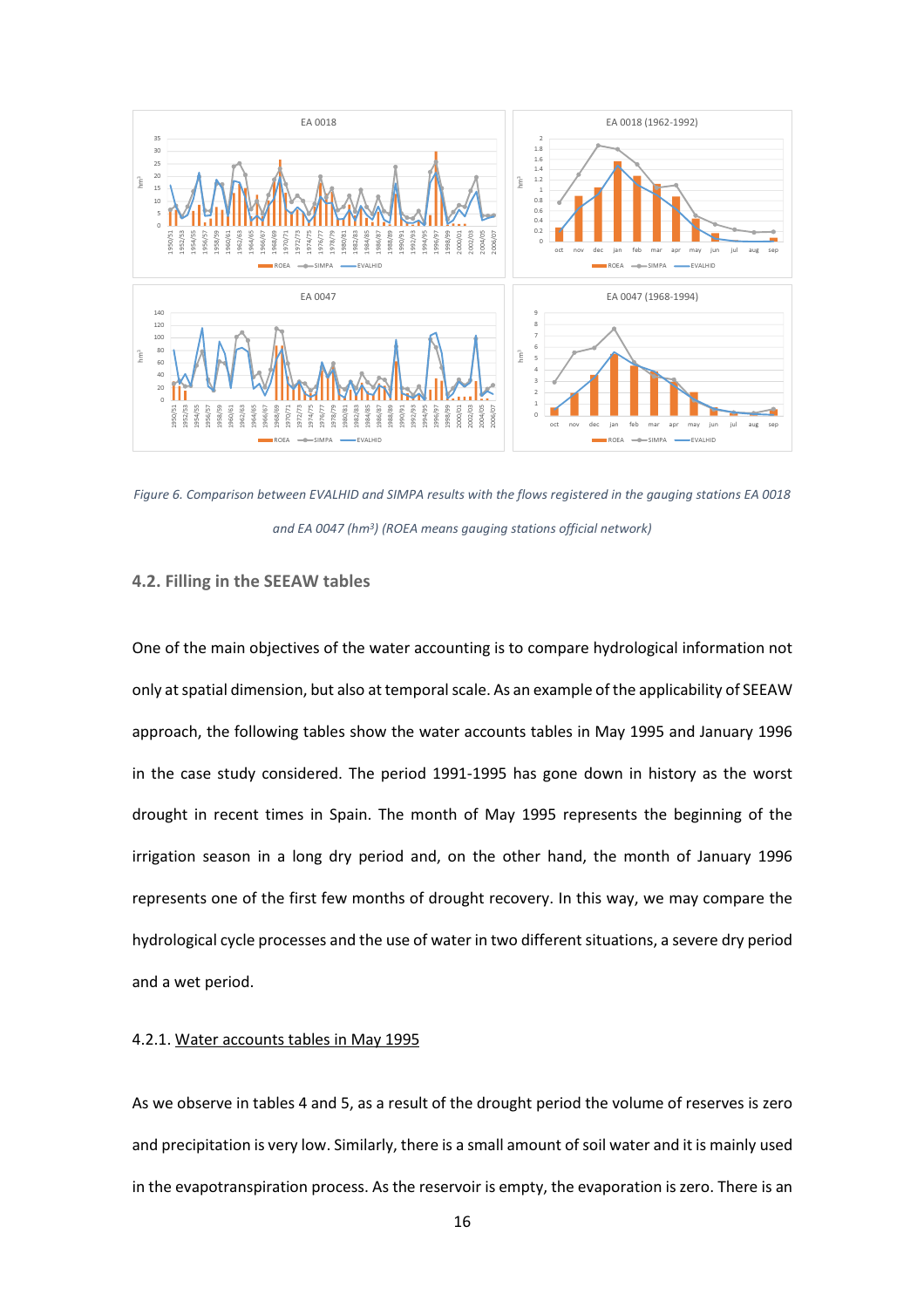*Figure 6. Comparison between EVALHID and SIMPA results with the flows registered in the gauging stations EA 0018 and EA 0047 (hm³) (ROEA means gauging stations official network)*

### 4.2. Filling in the SEEAW tables

One of the main objectives of the water accounting is to compare hydrological information not only at spatial dimension, but also at temporal scale. As an example of the applicability of SEEAW approach, the following tables show the water accounts tables in May 1995 and January 1996 in the case study considered. The period 1991-1995 has gone down in history as the worst drought in recent times in Spain. The month of May 1995 represents the beginning of the irrigation season in a long dry period and, on the other hand, the month of January 1996 represents one of the first few months of drought recovery. In this way, we may compare the hydrological cycle processes and the use of water in two different situations, a severe dry period and a wet period.

#### 4.2.1. Water accounts tables in May 1995

As we observe in tables 4 and 5, as a result of the drought period the volume of reserves is zero and precipitation is very low. Similarly, there is a small amount of soil water and it is mainly used in the evapotranspiration process. As the reservoir is empty, the evaporation is zero. There is an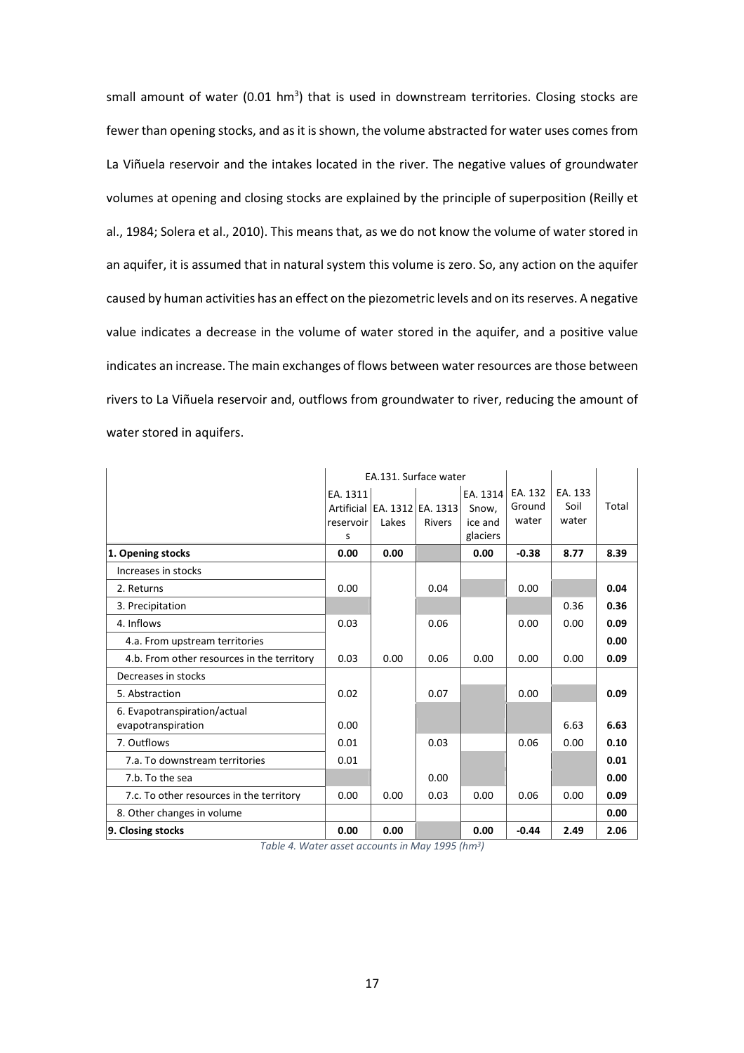small amount of water (0.01 hm$^3$) that is used in downstream territories. Closing stocks are fewer than opening stocks, and as it is shown, the volume abstracted for water uses comes from La Viñuela reservoir and the intakes located in the river. The negative values of groundwater volumes at opening and closing stocks are explained by the principle of superposition (Reilly et al., 1984; Solera et al., 2010). This means that, as we do not know the volume of water stored in an aquifer, it is assumed that in natural system this volume is zero. So, any action on the aquifer caused by human activities has an effect on the piezometric levels and on its reserves. A negative value indicates a decrease in the volume of water stored in the aquifer, and a positive value indicates an increase. The main exchanges of flows between water resources are those between rivers to La Viñuela reservoir and, outflows from groundwater to river, reducing the amount of water stored in aquifers.

| | EA.131. Surface water | | | | | | |
|---|---|---|---|---|---|---|---|
| | EA. 1311 Artificial reservoirs | EA. 1312 Lakes | EA. 1313 Rivers | EA. 1314 Snow, ice and glaciers | EA. 132 Ground water | EA. 133 Soil water | Total |
| **1. Opening stocks** | **0.00** | **0.00** | | **0.00** | **-0.38** | **8.77** | **8.39** |
| Increases in stocks | | | | | | | |
| 2. Returns | 0.00 | | 0.04 | | 0.00 | | **0.04** |
| 3. Precipitation | | | | | | 0.36 | **0.36** |
| 4. Inflows | 0.03 | | 0.06 | | 0.00 | 0.00 | **0.09** |
| 4.a. From upstream territories | | | | | | | **0.00** |
| 4.b. From other resources in the territory | 0.03 | 0.00 | 0.06 | 0.00 | 0.00 | 0.00 | **0.09** |
| Decreases in stocks | | | | | | | |
| 5. Abstraction | 0.02 | | 0.07 | | 0.00 | | **0.09** |
| 6. Evapotranspiration/actual evapotranspiration | 0.00 | | | | | 6.63 | **6.63** |
| 7. Outflows | 0.01 | | 0.03 | | 0.06 | 0.00 | **0.10** |
| 7.a. To downstream territories | 0.01 | | | | | | **0.01** |
| 7.b. To the sea | | | 0.00 | | | | **0.00** |
| 7.c. To other resources in the territory | 0.00 | 0.00 | 0.03 | 0.00 | 0.06 | 0.00 | **0.09** |
| 8. Other changes in volume | | | | | | | **0.00** |
| **9. Closing stocks** | **0.00** | **0.00** | | **0.00** | **-0.44** | **2.49** | **2.06** |

*Table 4. Water asset accounts in May 1995 (hm$^3$)*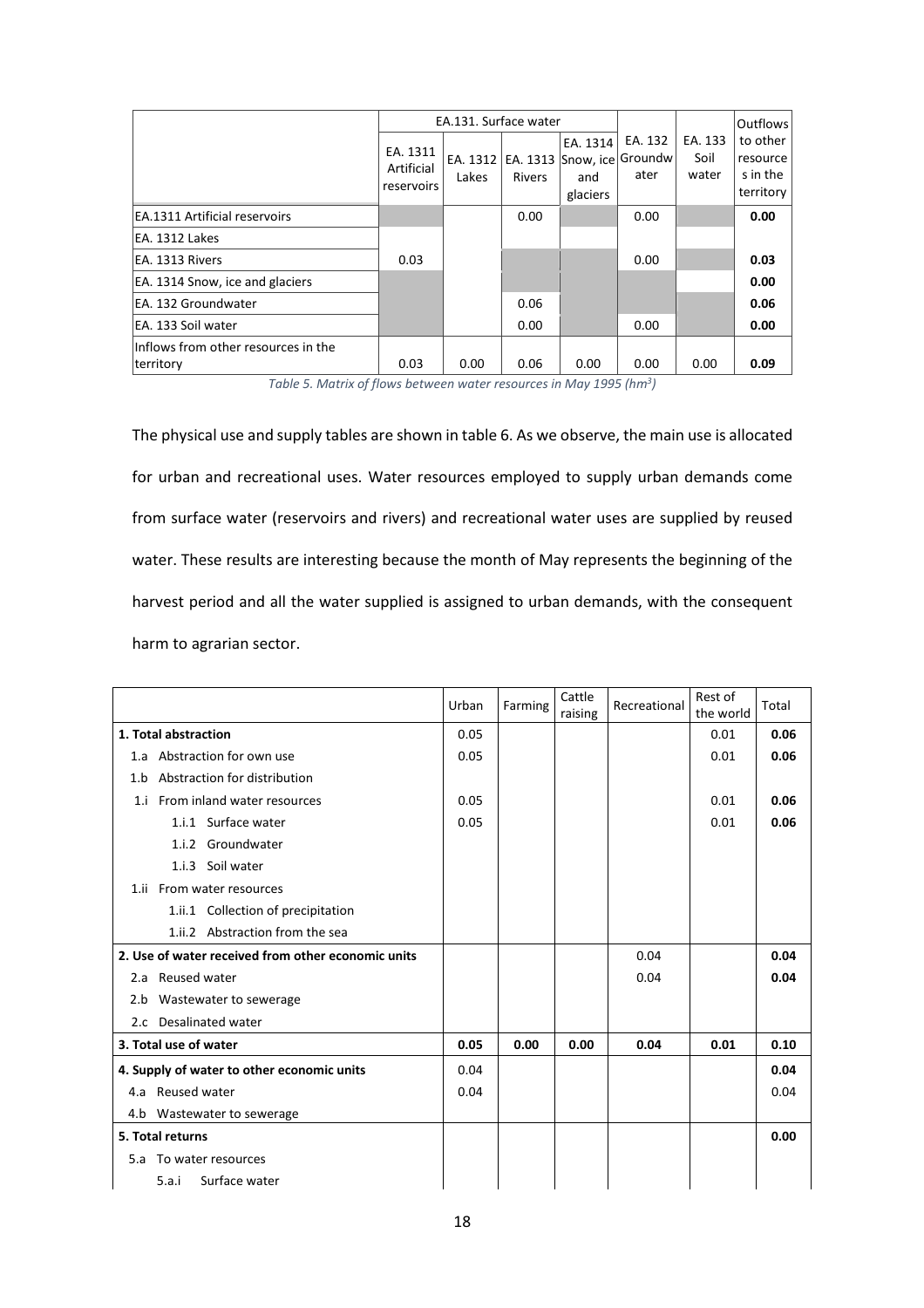| | EA.131. Surface water | | | | | | Outflows to other resources in the territory |
|---|---|---|---|---|---|---|---|
| | EA. 1311 Artificial reservoirs | EA. 1312 Lakes | EA. 1313 Rivers | EA. 1314 Snow, ice and glaciers | EA. 132 Groundwater | EA. 133 Soil water | |
| EA.1311 Artificial reservoirs | | | 0.00 | | 0.00 | | **0.00** |
| EA. 1312 Lakes | | | | | | | |
| EA. 1313 Rivers | 0.03 | | | | 0.00 | | **0.03** |
| EA. 1314 Snow, ice and glaciers | | | | | | | **0.00** |
| EA. 132 Groundwater | | | 0.06 | | | | **0.06** |
| EA. 133 Soil water | | | 0.00 | | 0.00 | | **0.00** |
| Inflows from other resources in the territory | 0.03 | 0.00 | 0.06 | 0.00 | 0.00 | 0.00 | **0.09** |

*Table 5. Matrix of flows between water resources in May 1995 (hm$^3$)*

The physical use and supply tables are shown in table 6. As we observe, the main use is allocated for urban and recreational uses. Water resources employed to supply urban demands come from surface water (reservoirs and rivers) and recreational water uses are supplied by reused water. These results are interesting because the month of May represents the beginning of the harvest period and all the water supplied is assigned to urban demands, with the consequent harm to agrarian sector.

| | Urban | Farming | Cattle raising | Recreational | Rest of the world | Total |
|---|---|---|---|---|---|---|
| **1. Total abstraction** | 0.05 | | | | 0.01 | **0.06** |
| 1.a Abstraction for own use | 0.05 | | | | 0.01 | **0.06** |
| 1.b Abstraction for distribution | | | | | | |
| 1.i From inland water resources | 0.05 | | | | 0.01 | **0.06** |
| 1.i.1 Surface water | 0.05 | | | | 0.01 | **0.06** |
| 1.i.2 Groundwater | | | | | | |
| 1.i.3 Soil water | | | | | | |
| 1.ii From water resources | | | | | | |
| 1.ii.1 Collection of precipitation | | | | | | |
| 1.ii.2 Abstraction from the sea | | | | | | |
| **2. Use of water received from other economic units** | | | | 0.04 | | **0.04** |
| 2.a Reused water | | | | 0.04 | | **0.04** |
| 2.b Wastewater to sewerage | | | | | | |
| 2.c Desalinated water | | | | | | |
| **3. Total use of water** | **0.05** | **0.00** | **0.00** | **0.04** | **0.01** | **0.10** |
| **4. Supply of water to other economic units** | 0.04 | | | | | **0.04** |
| 4.a Reused water | 0.04 | | | | | 0.04 |
| 4.b Wastewater to sewerage | | | | | | |
| **5. Total returns** | | | | | | **0.00** |
| 5.a To water resources | | | | | | |
| 5.a.i Surface water | | | | | | |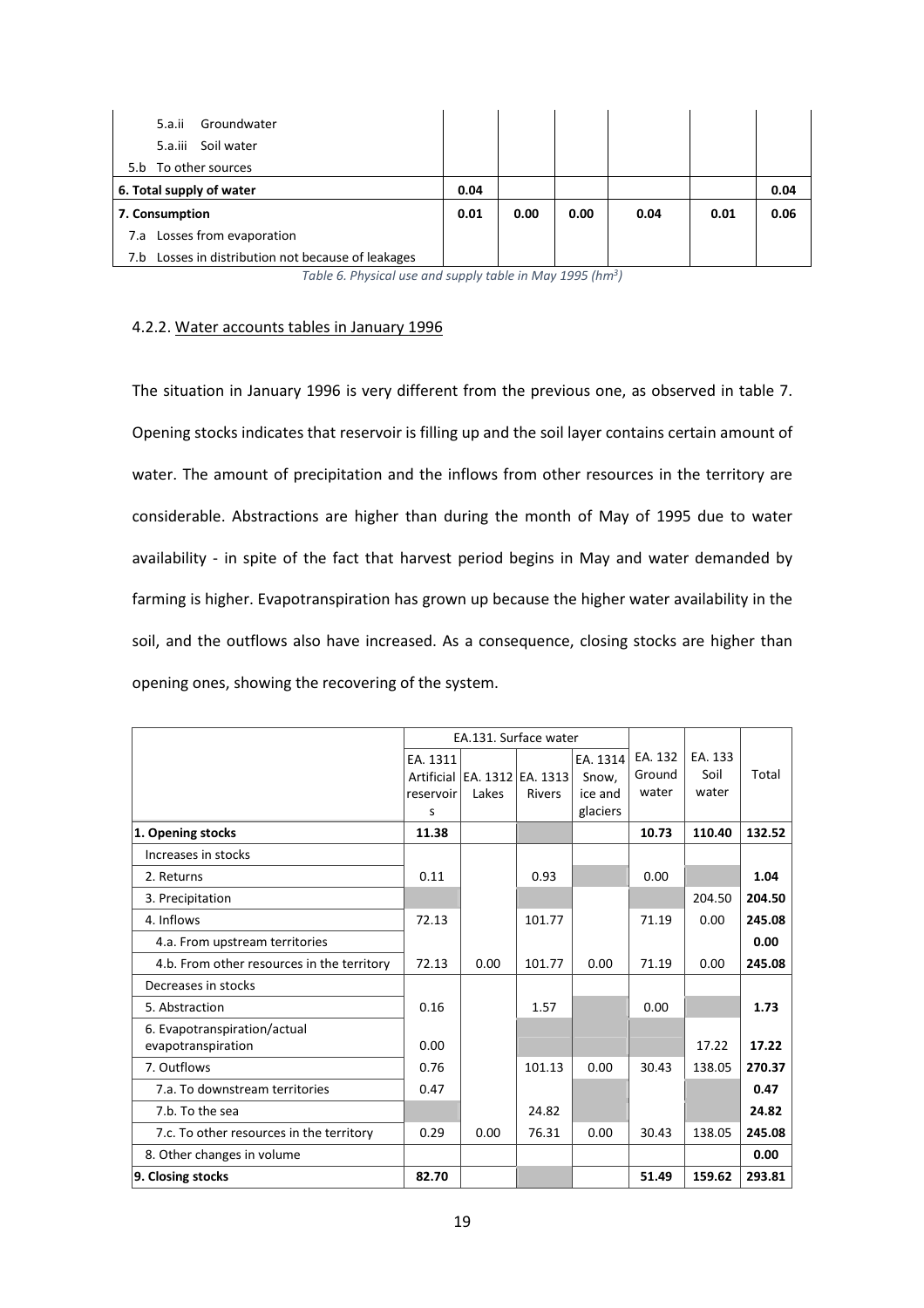| | | | | | | |
|---|---|---|---|---|---|---|
| 5.a.ii Groundwater | | | | | | |
| 5.a.iii Soil water | | | | | | |
| 5.b To other sources | | | | | | |
| **6. Total supply of water** | **0.04** | | | | | **0.04** |
| **7. Consumption** | **0.01** | **0.00** | **0.00** | **0.04** | **0.01** | **0.06** |
| 7.a Losses from evaporation | | | | | | |
| 7.b Losses in distribution not because of leakages | | | | | | |

*Table 6. Physical use and supply table in May 1995 (hm³)*

### 4.2.2. Water accounts tables in January 1996

The situation in January 1996 is very different from the previous one, as observed in table 7. Opening stocks indicates that reservoir is filling up and the soil layer contains certain amount of water. The amount of precipitation and the inflows from other resources in the territory are considerable. Abstractions are higher than during the month of May of 1995 due to water availability - in spite of the fact that harvest period begins in May and water demanded by farming is higher. Evapotranspiration has grown up because the higher water availability in the soil, and the outflows also have increased. As a consequence, closing stocks are higher than opening ones, showing the recovering of the system.

| | EA.131. Surface water | | | | | | |
|---|---|---|---|---|---|---|---|
| | EA. 1311 Artificial reservoirs | EA. 1312 Lakes | EA. 1313 Rivers | EA. 1314 Snow, ice and glaciers | EA. 132 Ground water | EA. 133 Soil water | Total |
| **1. Opening stocks** | **11.38** | | | | **10.73** | **110.40** | **132.52** |
| Increases in stocks | | | | | | | |
| 2. Returns | 0.11 | | 0.93 | | 0.00 | | **1.04** |
| 3. Precipitation | | | | | | 204.50 | **204.50** |
| 4. Inflows | 72.13 | | 101.77 | | 71.19 | 0.00 | **245.08** |
| 4.a. From upstream territories | | | | | | | **0.00** |
| 4.b. From other resources in the territory | 72.13 | 0.00 | 101.77 | 0.00 | 71.19 | 0.00 | **245.08** |
| Decreases in stocks | | | | | | | |
| 5. Abstraction | 0.16 | | 1.57 | | 0.00 | | **1.73** |
| 6. Evapotranspiration/actual evapotranspiration | 0.00 | | | | | 17.22 | **17.22** |
| 7. Outflows | 0.76 | | 101.13 | 0.00 | 30.43 | 138.05 | **270.37** |
| 7.a. To downstream territories | 0.47 | | | | | | **0.47** |
| 7.b. To the sea | | | 24.82 | | | | **24.82** |
| 7.c. To other resources in the territory | 0.29 | 0.00 | 76.31 | 0.00 | 30.43 | 138.05 | **245.08** |
| 8. Other changes in volume | | | | | | | **0.00** |
| **9. Closing stocks** | **82.70** | | | | **51.49** | **159.62** | **293.81** |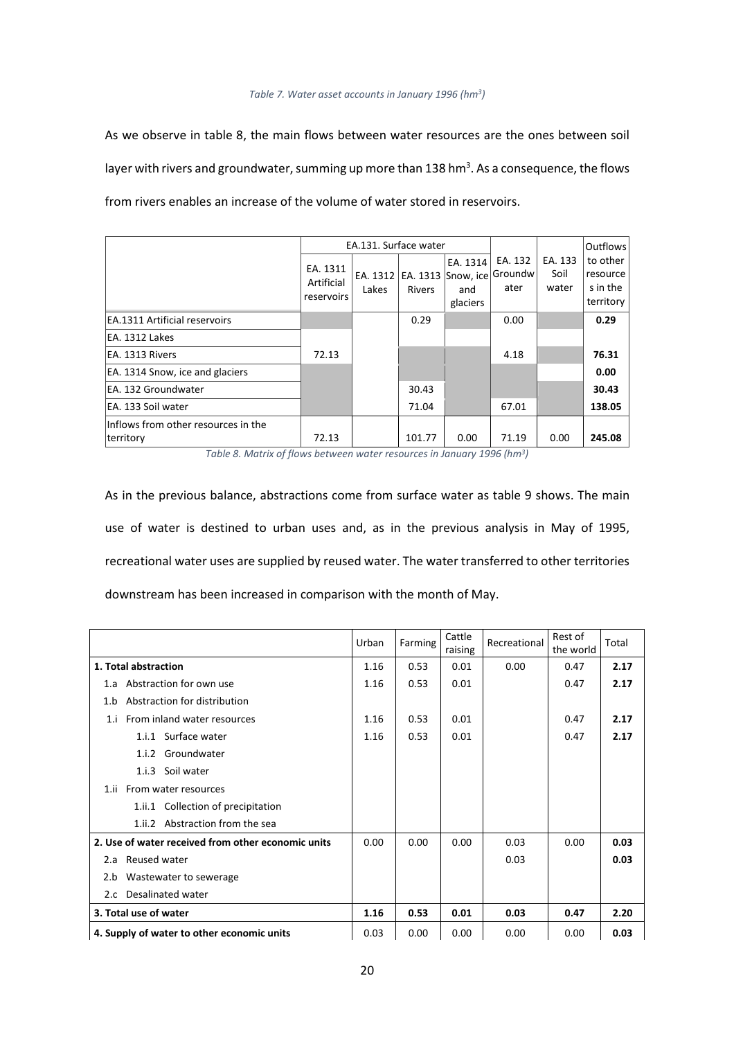*Table 7. Water asset accounts in January 1996 ($hm^3$)*

As we observe in table 8, the main flows between water resources are the ones between soil layer with rivers and groundwater, summing up more than 138 $hm^3$. As a consequence, the flows from rivers enables an increase of the volume of water stored in reservoirs.

| | EA.131. Surface water | | | | EA. 132 Groundwater | EA. 133 Soil water | Outflows to other resources in the territory |
|---|---|---|---|---|---|---|---|
| | EA. 1311 Artificial reservoirs | EA. 1312 Lakes | EA. 1313 Rivers | EA. 1314 Snow, ice and glaciers | | | |
| EA.1311 Artificial reservoirs | | | 0.29 | | 0.00 | | **0.29** |
| EA. 1312 Lakes | | | | | | | |
| EA. 1313 Rivers | 72.13 | | | | 4.18 | | **76.31** |
| EA. 1314 Snow, ice and glaciers | | | | | | | **0.00** |
| EA. 132 Groundwater | | | 30.43 | | | | **30.43** |
| EA. 133 Soil water | | | 71.04 | | 67.01 | | **138.05** |
| Inflows from other resources in the territory | 72.13 | | 101.77 | 0.00 | 71.19 | 0.00 | 245.08 |

*Table 8. Matrix of flows between water resources in January 1996 ($hm^3$)*

As in the previous balance, abstractions come from surface water as table 9 shows. The main use of water is destined to urban uses and, as in the previous analysis in May of 1995, recreational water uses are supplied by reused water. The water transferred to other territories downstream has been increased in comparison with the month of May.

| | Urban | Farming | Cattle raising | Recreational | Rest of the world | Total |
|---|---|---|---|---|---|---|
| **1. Total abstraction** | 1.16 | 0.53 | 0.01 | 0.00 | 0.47 | **2.17** |
| 1.a Abstraction for own use | 1.16 | 0.53 | 0.01 | | 0.47 | **2.17** |
| 1.b Abstraction for distribution | | | | | | |
| 1.i From inland water resources | 1.16 | 0.53 | 0.01 | | 0.47 | **2.17** |
| 1.i.1 Surface water | 1.16 | 0.53 | 0.01 | | 0.47 | **2.17** |
| 1.i.2 Groundwater | | | | | | |
| 1.i.3 Soil water | | | | | | |
| 1.ii From water resources | | | | | | |
| 1.ii.1 Collection of precipitation | | | | | | |
| 1.ii.2 Abstraction from the sea | | | | | | |
| **2. Use of water received from other economic units** | 0.00 | 0.00 | 0.00 | 0.03 | 0.00 | **0.03** |
| 2.a Reused water | | | | 0.03 | | **0.03** |
| 2.b Wastewater to sewerage | | | | | | |
| 2.c Desalinated water | | | | | | |
| **3. Total use of water** | **1.16** | **0.53** | **0.01** | **0.03** | **0.47** | **2.20** |
| **4. Supply of water to other economic units** | 0.03 | 0.00 | 0.00 | 0.00 | 0.00 | **0.03** |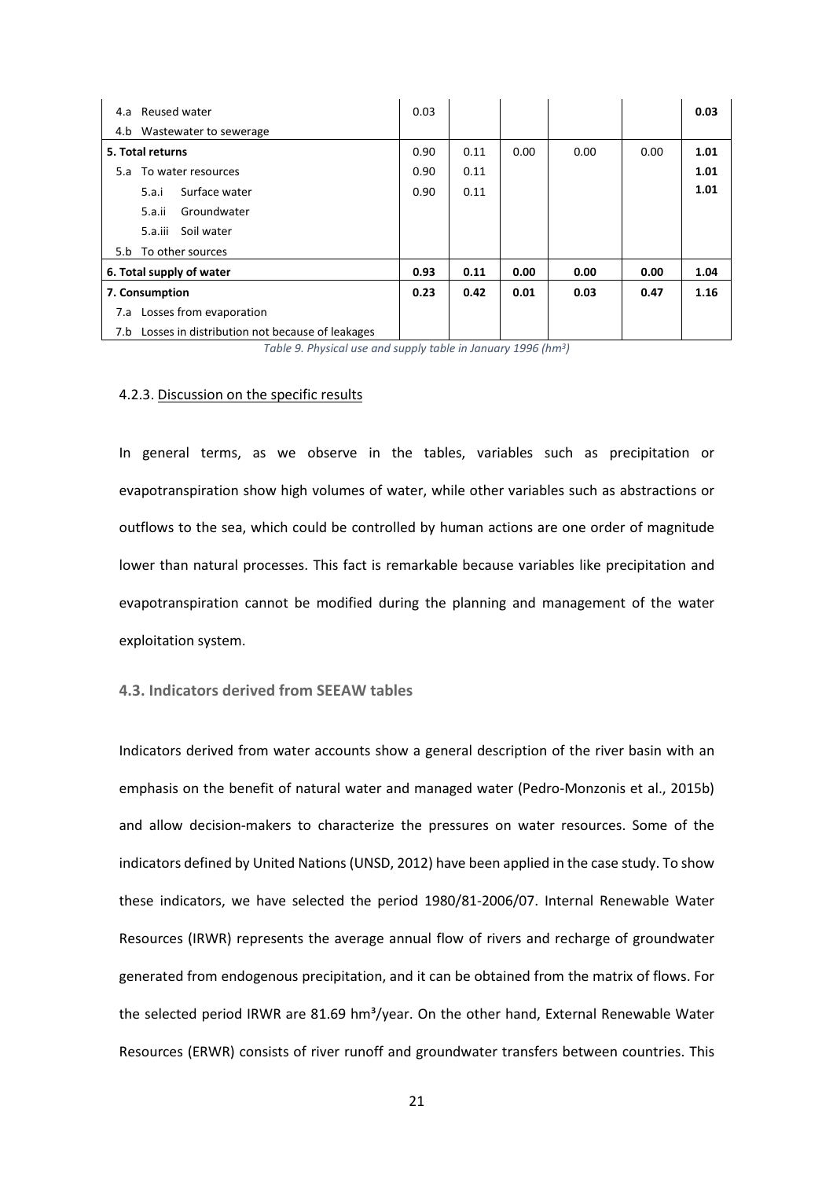| | | | | | | |
|---|---|---|---|---|---|---|
| 4.a Reused water | 0.03 | | | | | **0.03** |
| 4.b Wastewater to sewerage | | | | | | |
| **5. Total returns** | 0.90 | 0.11 | 0.00 | 0.00 | 0.00 | **1.01** |
| 5.a To water resources | 0.90 | 0.11 | | | | **1.01** |
| 5.a.i Surface water | 0.90 | 0.11 | | | | **1.01** |
| 5.a.ii Groundwater | | | | | | |
| 5.a.iii Soil water | | | | | | |
| 5.b To other sources | | | | | | |
| **6. Total supply of water** | **0.93** | **0.11** | **0.00** | **0.00** | **0.00** | **1.04** |
| **7. Consumption** | **0.23** | **0.42** | **0.01** | **0.03** | **0.47** | **1.16** |
| 7.a Losses from evaporation | | | | | | |
| 7.b Losses in distribution not because of leakages | | | | | | |

*Table 9. Physical use and supply table in January 1996 (hm³)*

#### 4.2.3. Discussion on the specific results

In general terms, as we observe in the tables, variables such as precipitation or evapotranspiration show high volumes of water, while other variables such as abstractions or outflows to the sea, which could be controlled by human actions are one order of magnitude lower than natural processes. This fact is remarkable because variables like precipitation and evapotranspiration cannot be modified during the planning and management of the water exploitation system.

### 4.3. Indicators derived from SEEAW tables

Indicators derived from water accounts show a general description of the river basin with an emphasis on the benefit of natural water and managed water (Pedro-Monzonis et al., 2015b) and allow decision-makers to characterize the pressures on water resources. Some of the indicators defined by United Nations (UNSD, 2012) have been applied in the case study. To show these indicators, we have selected the period 1980/81-2006/07. Internal Renewable Water Resources (IRWR) represents the average annual flow of rivers and recharge of groundwater generated from endogenous precipitation, and it can be obtained from the matrix of flows. For the selected period IRWR are 81.69 hm³/year. On the other hand, External Renewable Water Resources (ERWR) consists of river runoff and groundwater transfers between countries. This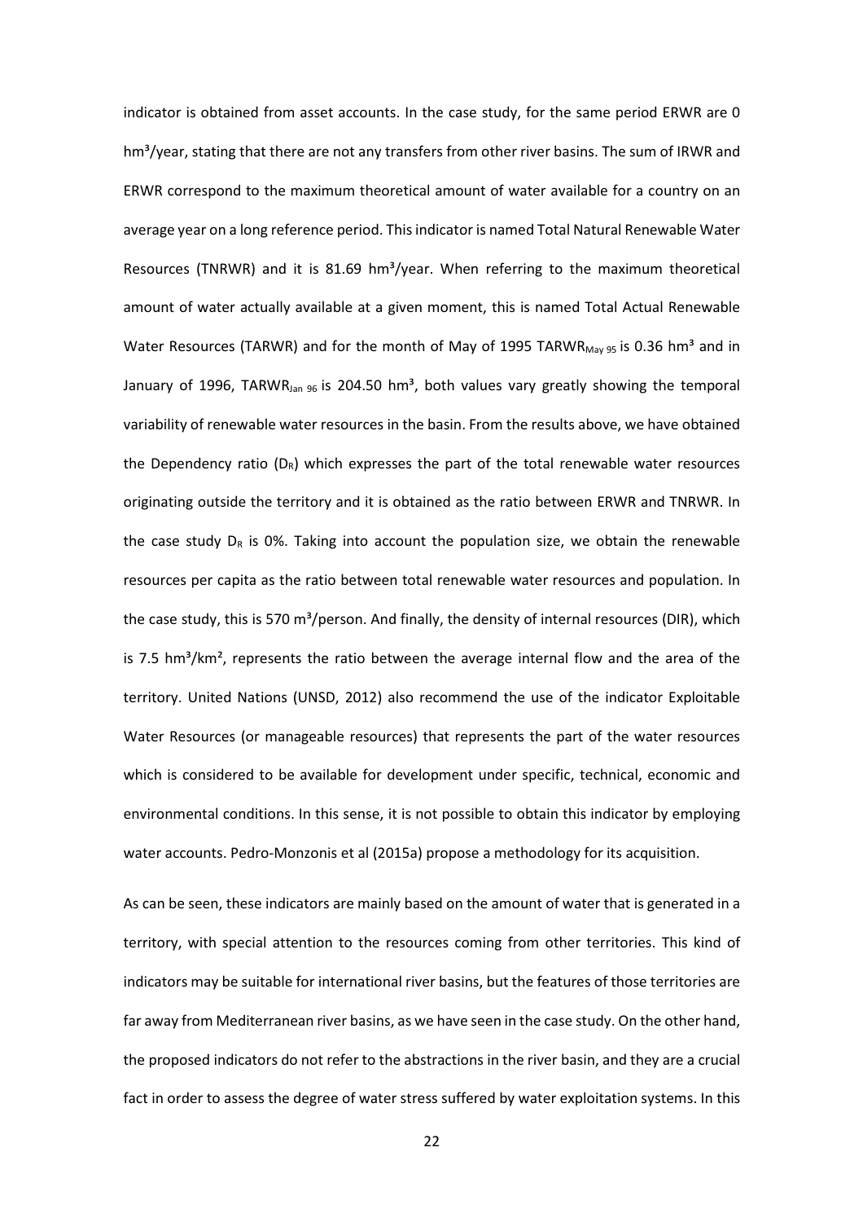indicator is obtained from asset accounts. In the case study, for the same period ERWR are 0 $hm^3$/year, stating that there are not any transfers from other river basins. The sum of IRWR and ERWR correspond to the maximum theoretical amount of water available for a country on an average year on a long reference period. This indicator is named Total Natural Renewable Water Resources (TNRWR) and it is 81.69 $hm^3$/year. When referring to the maximum theoretical amount of water actually available at a given moment, this is named Total Actual Renewable Water Resources (TARWR) and for the month of May of 1995 $TARWR_{May\ 95}$ is 0.36 $hm^3$ and in January of 1996, $TARWR_{Jan\ 96}$ is 204.50 $hm^3$, both values vary greatly showing the temporal variability of renewable water resources in the basin. From the results above, we have obtained the Dependency ratio ($D_R$) which expresses the part of the total renewable water resources originating outside the territory and it is obtained as the ratio between ERWR and TNRWR. In the case study $D_R$ is 0%. Taking into account the population size, we obtain the renewable resources per capita as the ratio between total renewable water resources and population. In the case study, this is 570 $m^3$/person. And finally, the density of internal resources (DIR), which is 7.5 $hm^3/km^2$, represents the ratio between the average internal flow and the area of the territory. United Nations (UNSD, 2012) also recommend the use of the indicator Exploitable Water Resources (or manageable resources) that represents the part of the water resources which is considered to be available for development under specific, technical, economic and environmental conditions. In this sense, it is not possible to obtain this indicator by employing water accounts. Pedro-Monzonis et al (2015a) propose a methodology for its acquisition.

As can be seen, these indicators are mainly based on the amount of water that is generated in a territory, with special attention to the resources coming from other territories. This kind of indicators may be suitable for international river basins, but the features of those territories are far away from Mediterranean river basins, as we have seen in the case study. On the other hand, the proposed indicators do not refer to the abstractions in the river basin, and they are a crucial fact in order to assess the degree of water stress suffered by water exploitation systems. In this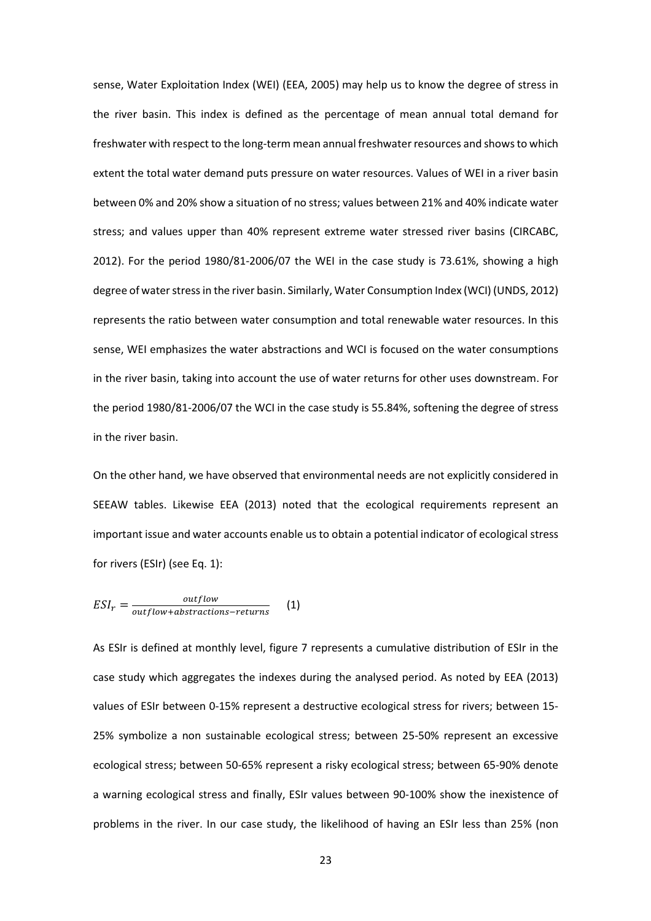sense, Water Exploitation Index (WEI) (EEA, 2005) may help us to know the degree of stress in the river basin. This index is defined as the percentage of mean annual total demand for freshwater with respect to the long-term mean annual freshwater resources and shows to which extent the total water demand puts pressure on water resources. Values of WEI in a river basin between 0% and 20% show a situation of no stress; values between 21% and 40% indicate water stress; and values upper than 40% represent extreme water stressed river basins (CIRCABC, 2012). For the period 1980/81-2006/07 the WEI in the case study is 73.61%, showing a high degree of water stress in the river basin. Similarly, Water Consumption Index (WCI) (UNDS, 2012) represents the ratio between water consumption and total renewable water resources. In this sense, WEI emphasizes the water abstractions and WCI is focused on the water consumptions in the river basin, taking into account the use of water returns for other uses downstream. For the period 1980/81-2006/07 the WCI in the case study is 55.84%, softening the degree of stress in the river basin.

On the other hand, we have observed that environmental needs are not explicitly considered in SEEAW tables. Likewise EEA (2013) noted that the ecological requirements represent an important issue and water accounts enable us to obtain a potential indicator of ecological stress for rivers (ESIr) (see Eq. 1):

$$ESI_r = \frac{outflow}{outflow + abstractions - returns} \quad (1)$$

As ESIr is defined at monthly level, figure 7 represents a cumulative distribution of ESIr in the case study which aggregates the indexes during the analysed period. As noted by EEA (2013) values of ESIr between 0-15% represent a destructive ecological stress for rivers; between 15-25% symbolize a non sustainable ecological stress; between 25-50% represent an excessive ecological stress; between 50-65% represent a risky ecological stress; between 65-90% denote a warning ecological stress and finally, ESIr values between 90-100% show the inexistence of problems in the river. In our case study, the likelihood of having an ESIr less than 25% (non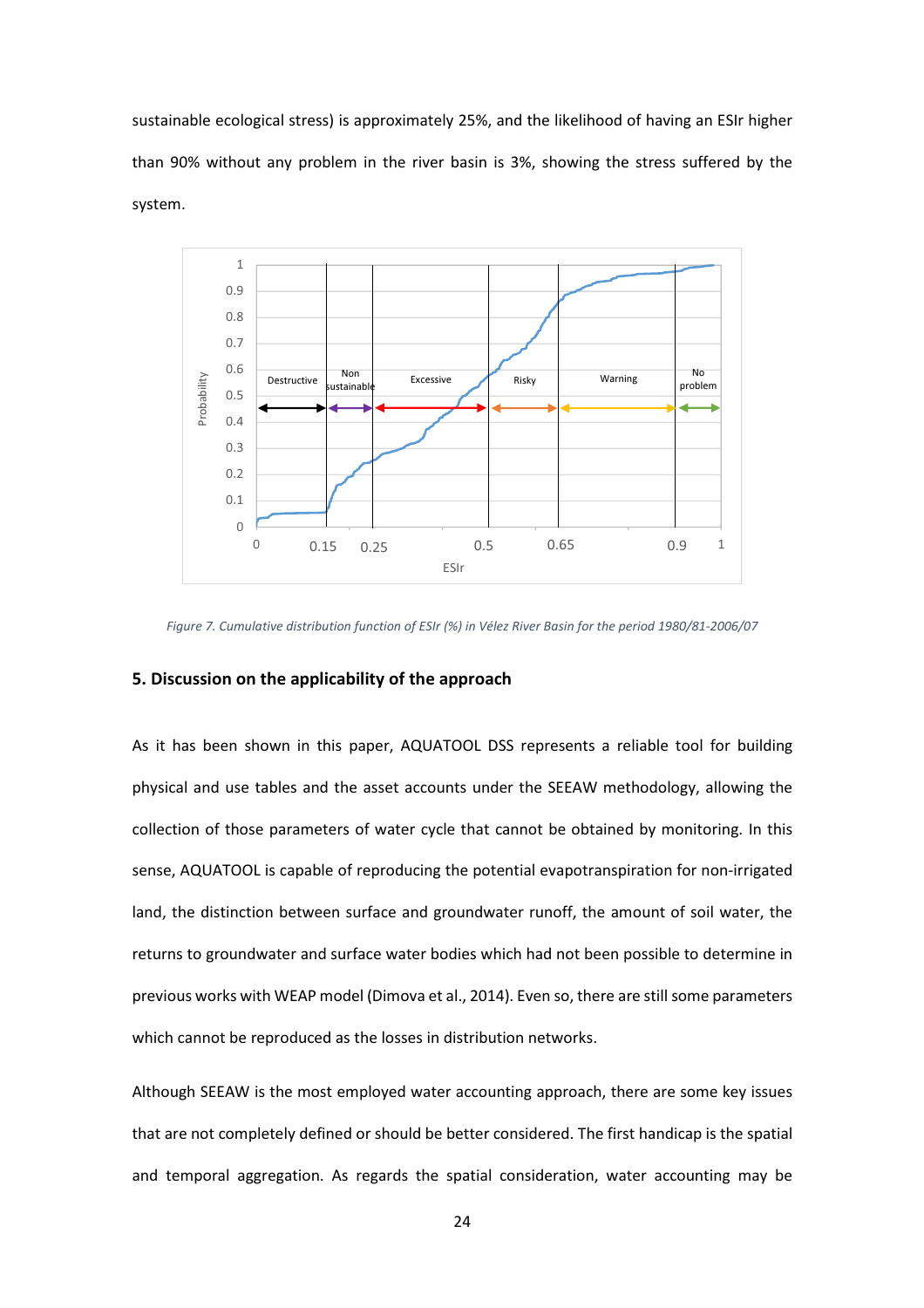sustainable ecological stress) is approximately 25%, and the likelihood of having an ESIr higher than 90% without any problem in the river basin is 3%, showing the stress suffered by the system.

*Figure 7. Cumulative distribution function of ESIr (%) in Vélez River Basin for the period 1980/81-2006/07*

## 5. Discussion on the applicability of the approach

As it has been shown in this paper, AQUATOOL DSS represents a reliable tool for building physical and use tables and the asset accounts under the SEEAW methodology, allowing the collection of those parameters of water cycle that cannot be obtained by monitoring. In this sense, AQUATOOL is capable of reproducing the potential evapotranspiration for non-irrigated land, the distinction between surface and groundwater runoff, the amount of soil water, the returns to groundwater and surface water bodies which had not been possible to determine in previous works with WEAP model (Dimova et al., 2014). Even so, there are still some parameters which cannot be reproduced as the losses in distribution networks.

Although SEEAW is the most employed water accounting approach, there are some key issues that are not completely defined or should be better considered. The first handicap is the spatial and temporal aggregation. As regards the spatial consideration, water accounting may be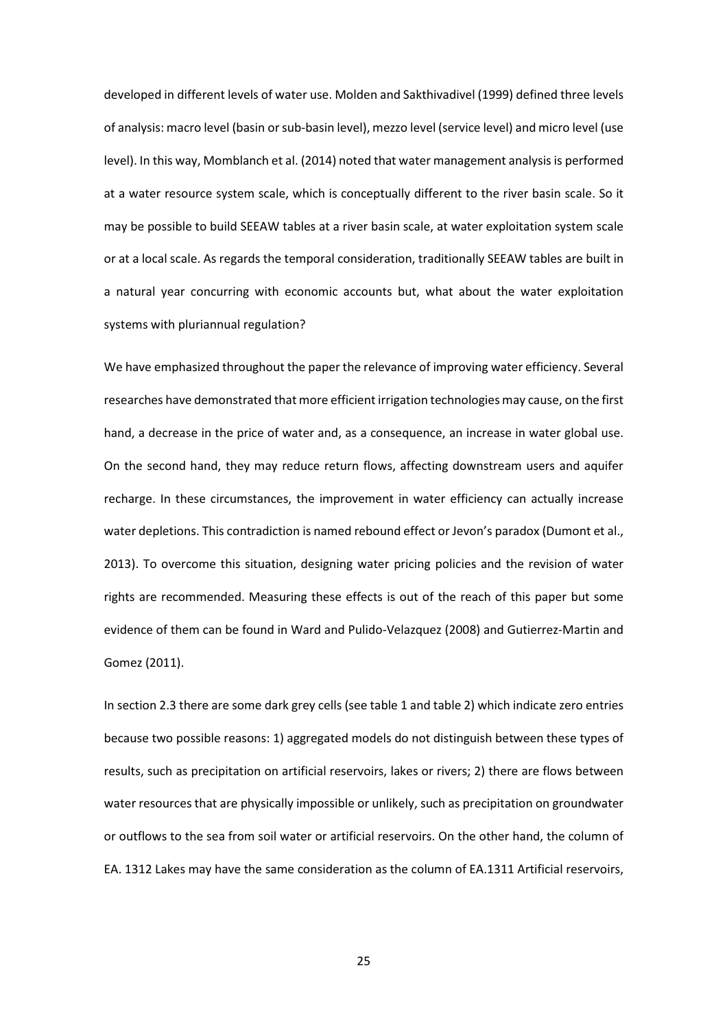developed in different levels of water use. Molden and Sakthivadivel (1999) defined three levels of analysis: macro level (basin or sub-basin level), mezzo level (service level) and micro level (use level). In this way, Momblanch et al. (2014) noted that water management analysis is performed at a water resource system scale, which is conceptually different to the river basin scale. So it may be possible to build SEEAW tables at a river basin scale, at water exploitation system scale or at a local scale. As regards the temporal consideration, traditionally SEEAW tables are built in a natural year concurring with economic accounts but, what about the water exploitation systems with pluriannual regulation?

We have emphasized throughout the paper the relevance of improving water efficiency. Several researches have demonstrated that more efficient irrigation technologies may cause, on the first hand, a decrease in the price of water and, as a consequence, an increase in water global use. On the second hand, they may reduce return flows, affecting downstream users and aquifer recharge. In these circumstances, the improvement in water efficiency can actually increase water depletions. This contradiction is named rebound effect or Jevon's paradox (Dumont et al., 2013). To overcome this situation, designing water pricing policies and the revision of water rights are recommended. Measuring these effects is out of the reach of this paper but some evidence of them can be found in Ward and Pulido-Velazquez (2008) and Gutierrez-Martin and Gomez (2011).

In section 2.3 there are some dark grey cells (see table 1 and table 2) which indicate zero entries because two possible reasons: 1) aggregated models do not distinguish between these types of results, such as precipitation on artificial reservoirs, lakes or rivers; 2) there are flows between water resources that are physically impossible or unlikely, such as precipitation on groundwater or outflows to the sea from soil water or artificial reservoirs. On the other hand, the column of EA. 1312 Lakes may have the same consideration as the column of EA.1311 Artificial reservoirs,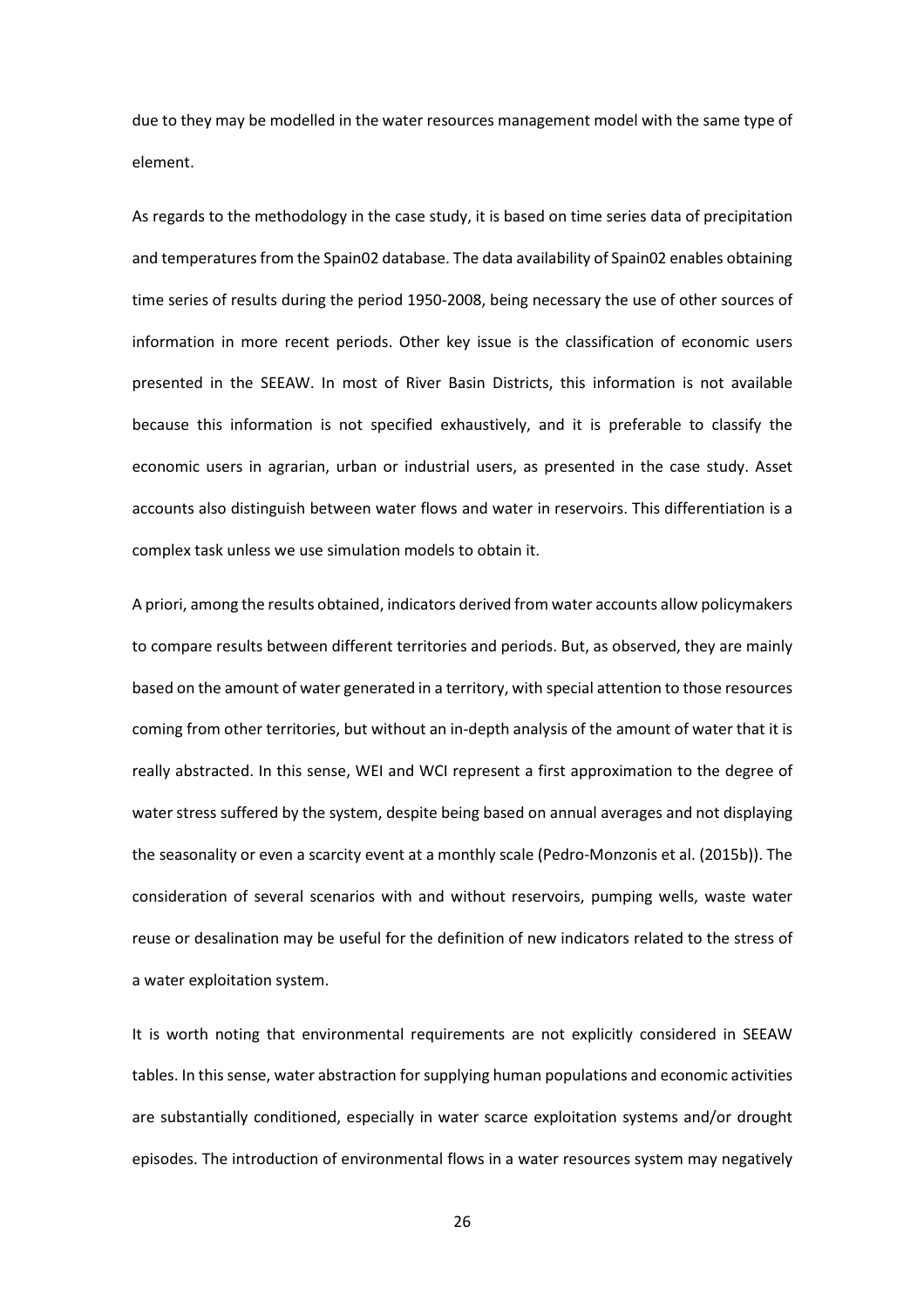due to they may be modelled in the water resources management model with the same type of element.

As regards to the methodology in the case study, it is based on time series data of precipitation and temperatures from the Spain02 database. The data availability of Spain02 enables obtaining time series of results during the period 1950-2008, being necessary the use of other sources of information in more recent periods. Other key issue is the classification of economic users presented in the SEEAW. In most of River Basin Districts, this information is not available because this information is not specified exhaustively, and it is preferable to classify the economic users in agrarian, urban or industrial users, as presented in the case study. Asset accounts also distinguish between water flows and water in reservoirs. This differentiation is a complex task unless we use simulation models to obtain it.

A priori, among the results obtained, indicators derived from water accounts allow policymakers to compare results between different territories and periods. But, as observed, they are mainly based on the amount of water generated in a territory, with special attention to those resources coming from other territories, but without an in-depth analysis of the amount of water that it is really abstracted. In this sense, WEI and WCI represent a first approximation to the degree of water stress suffered by the system, despite being based on annual averages and not displaying the seasonality or even a scarcity event at a monthly scale (Pedro-Monzonis et al. (2015b)). The consideration of several scenarios with and without reservoirs, pumping wells, waste water reuse or desalination may be useful for the definition of new indicators related to the stress of a water exploitation system.

It is worth noting that environmental requirements are not explicitly considered in SEEAW tables. In this sense, water abstraction for supplying human populations and economic activities are substantially conditioned, especially in water scarce exploitation systems and/or drought episodes. The introduction of environmental flows in a water resources system may negatively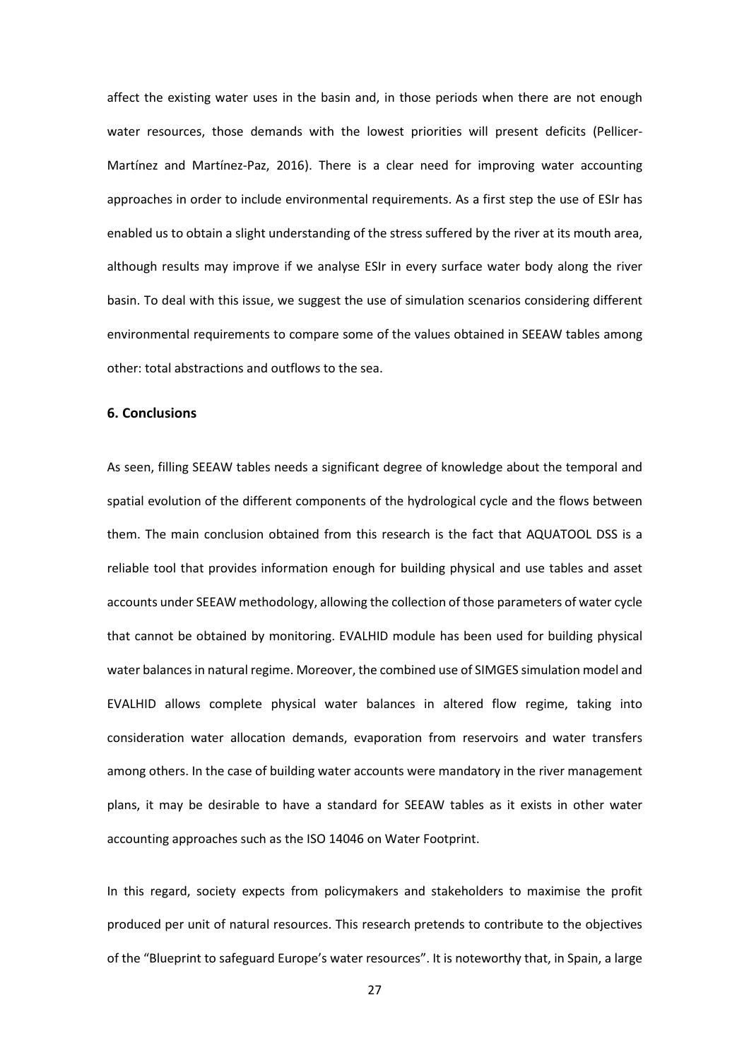affect the existing water uses in the basin and, in those periods when there are not enough water resources, those demands with the lowest priorities will present deficits (Pellicer-Martínez and Martínez-Paz, 2016). There is a clear need for improving water accounting approaches in order to include environmental requirements. As a first step the use of ESIr has enabled us to obtain a slight understanding of the stress suffered by the river at its mouth area, although results may improve if we analyse ESIr in every surface water body along the river basin. To deal with this issue, we suggest the use of simulation scenarios considering different environmental requirements to compare some of the values obtained in SEEAW tables among other: total abstractions and outflows to the sea.

## 6. Conclusions

As seen, filling SEEAW tables needs a significant degree of knowledge about the temporal and spatial evolution of the different components of the hydrological cycle and the flows between them. The main conclusion obtained from this research is the fact that AQUATOOL DSS is a reliable tool that provides information enough for building physical and use tables and asset accounts under SEEAW methodology, allowing the collection of those parameters of water cycle that cannot be obtained by monitoring. EVALHID module has been used for building physical water balances in natural regime. Moreover, the combined use of SIMGES simulation model and EVALHID allows complete physical water balances in altered flow regime, taking into consideration water allocation demands, evaporation from reservoirs and water transfers among others. In the case of building water accounts were mandatory in the river management plans, it may be desirable to have a standard for SEEAW tables as it exists in other water accounting approaches such as the ISO 14046 on Water Footprint.

In this regard, society expects from policymakers and stakeholders to maximise the profit produced per unit of natural resources. This research pretends to contribute to the objectives of the "Blueprint to safeguard Europe's water resources". It is noteworthy that, in Spain, a large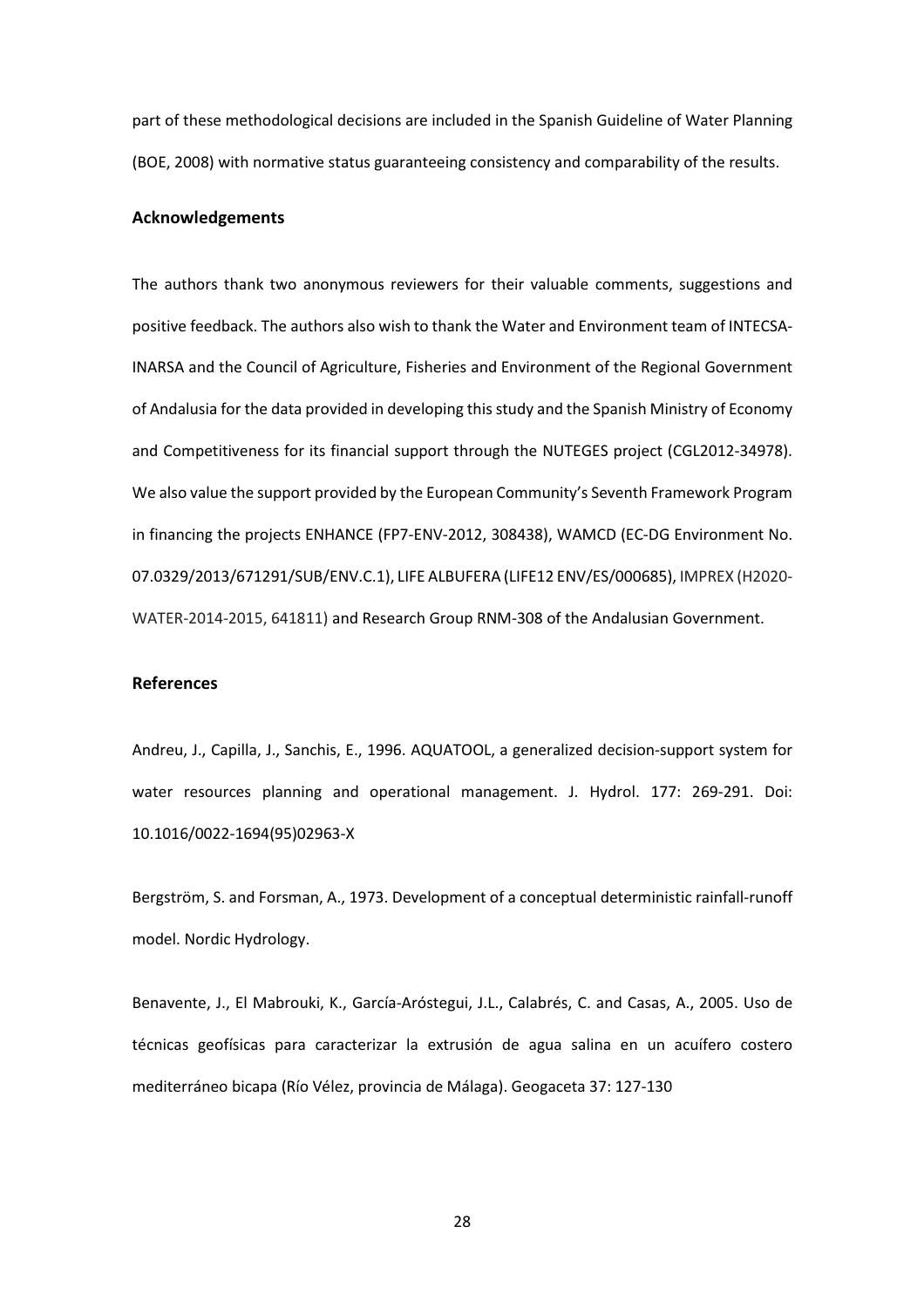part of these methodological decisions are included in the Spanish Guideline of Water Planning (BOE, 2008) with normative status guaranteeing consistency and comparability of the results.

## Acknowledgements

The authors thank two anonymous reviewers for their valuable comments, suggestions and positive feedback. The authors also wish to thank the Water and Environment team of INTECSA-INARSA and the Council of Agriculture, Fisheries and Environment of the Regional Government of Andalusia for the data provided in developing this study and the Spanish Ministry of Economy and Competitiveness for its financial support through the NUTEGES project (CGL2012-34978). We also value the support provided by the European Community's Seventh Framework Program in financing the projects ENHANCE (FP7-ENV-2012, 308438), WAMCD (EC-DG Environment No. 07.0329/2013/671291/SUB/ENV.C.1), LIFE ALBUFERA (LIFE12 ENV/ES/000685), IMPREX (H2020-WATER-2014-2015, 641811) and Research Group RNM-308 of the Andalusian Government.

## References

Andreu, J., Capilla, J., Sanchis, E., 1996. AQUATOOL, a generalized decision-support system for water resources planning and operational management. J. Hydrol. 177: 269-291. Doi: 10.1016/0022-1694(95)02963-X

Bergström, S. and Forsman, A., 1973. Development of a conceptual deterministic rainfall-runoff model. Nordic Hydrology.

Benavente, J., El Mabrouki, K., García-Aróstegui, J.L., Calabrés, C. and Casas, A., 2005. Uso de técnicas geofísicas para caracterizar la extrusión de agua salina en un acuífero costero mediterráneo bicapa (Río Vélez, provincia de Málaga). Geogaceta 37: 127-130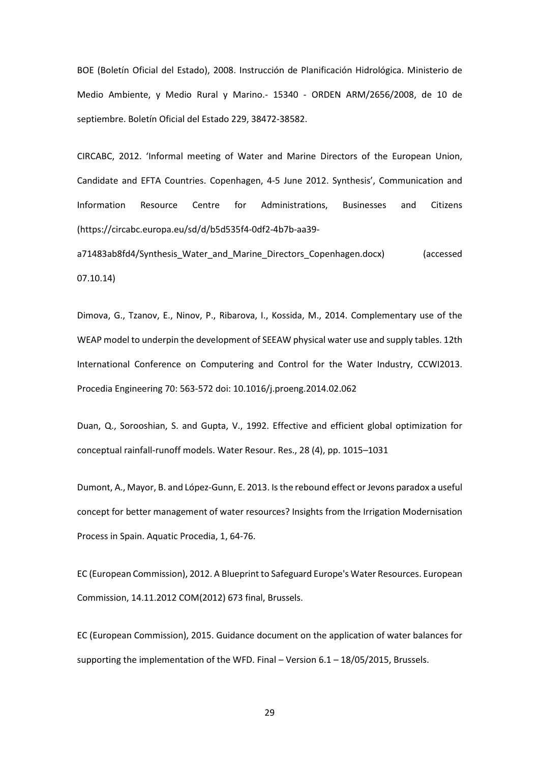BOE (Boletín Oficial del Estado), 2008. Instrucción de Planificación Hidrológica. Ministerio de Medio Ambiente, y Medio Rural y Marino.- 15340 - ORDEN ARM/2656/2008, de 10 de septiembre. Boletín Oficial del Estado 229, 38472-38582.

CIRCABC, 2012. 'Informal meeting of Water and Marine Directors of the European Union, Candidate and EFTA Countries. Copenhagen, 4-5 June 2012. Synthesis', Communication and Information Resource Centre for Administrations, Businesses and Citizens (https://circabc.europa.eu/sd/d/b5d535f4-0df2-4b7b-aa39-a71483ab8fd4/Synthesis_Water_and_Marine_Directors_Copenhagen.docx) (accessed 07.10.14)

Dimova, G., Tzanov, E., Ninov, P., Ribarova, I., Kossida, M., 2014. Complementary use of the WEAP model to underpin the development of SEEAW physical water use and supply tables. 12th International Conference on Computering and Control for the Water Industry, CCWI2013. Procedia Engineering 70: 563-572 doi: 10.1016/j.proeng.2014.02.062

Duan, Q., Sorooshian, S. and Gupta, V., 1992. Effective and efficient global optimization for conceptual rainfall-runoff models. Water Resour. Res., 28 (4), pp. 1015–1031

Dumont, A., Mayor, B. and López-Gunn, E. 2013. Is the rebound effect or Jevons paradox a useful concept for better management of water resources? Insights from the Irrigation Modernisation Process in Spain. Aquatic Procedia, 1, 64-76.

EC (European Commission), 2012. A Blueprint to Safeguard Europe's Water Resources. European Commission, 14.11.2012 COM(2012) 673 final, Brussels.

EC (European Commission), 2015. Guidance document on the application of water balances for supporting the implementation of the WFD. Final – Version 6.1 – 18/05/2015, Brussels.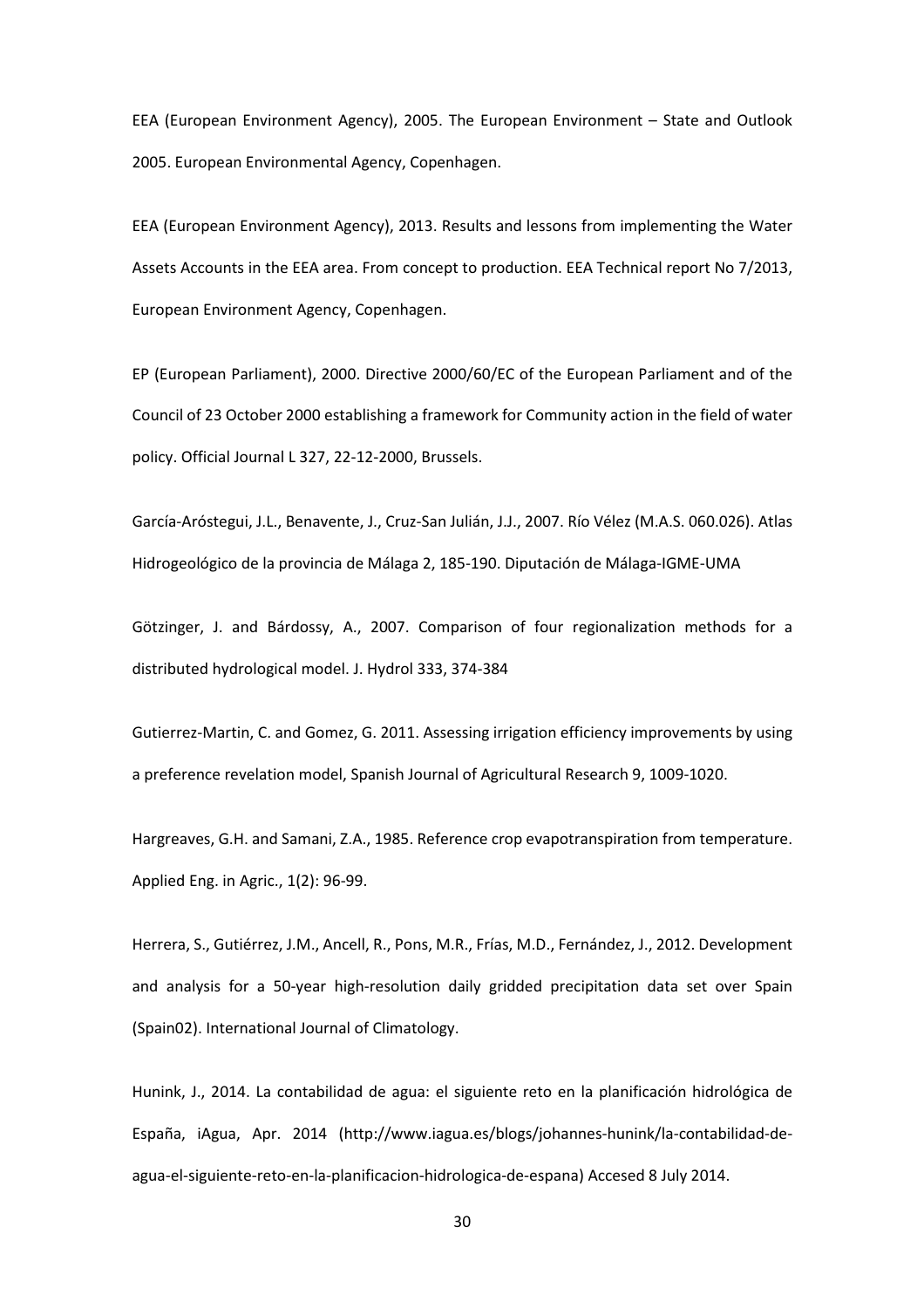EEA (European Environment Agency), 2005. The European Environment – State and Outlook 2005. European Environmental Agency, Copenhagen.

EEA (European Environment Agency), 2013. Results and lessons from implementing the Water Assets Accounts in the EEA area. From concept to production. EEA Technical report No 7/2013, European Environment Agency, Copenhagen.

EP (European Parliament), 2000. Directive 2000/60/EC of the European Parliament and of the Council of 23 October 2000 establishing a framework for Community action in the field of water policy. Official Journal L 327, 22-12-2000, Brussels.

García-Aróstegui, J.L., Benavente, J., Cruz-San Julián, J.J., 2007. Río Vélez (M.A.S. 060.026). Atlas Hidrogeológico de la provincia de Málaga 2, 185-190. Diputación de Málaga-IGME-UMA

Götzinger, J. and Bárdossy, A., 2007. Comparison of four regionalization methods for a distributed hydrological model. J. Hydrol 333, 374-384

Gutierrez-Martin, C. and Gomez, G. 2011. Assessing irrigation efficiency improvements by using a preference revelation model, Spanish Journal of Agricultural Research 9, 1009-1020.

Hargreaves, G.H. and Samani, Z.A., 1985. Reference crop evapotranspiration from temperature. Applied Eng. in Agric., 1(2): 96-99.

Herrera, S., Gutiérrez, J.M., Ancell, R., Pons, M.R., Frías, M.D., Fernández, J., 2012. Development and analysis for a 50-year high-resolution daily gridded precipitation data set over Spain (Spain02). International Journal of Climatology.

Hunink, J., 2014. La contabilidad de agua: el siguiente reto en la planificación hidrológica de España, iAgua, Apr. 2014 (http://www.iagua.es/blogs/johannes-hunink/la-contabilidad-de-agua-el-siguiente-reto-en-la-planificacion-hidrologica-de-espana) Accesed 8 July 2014.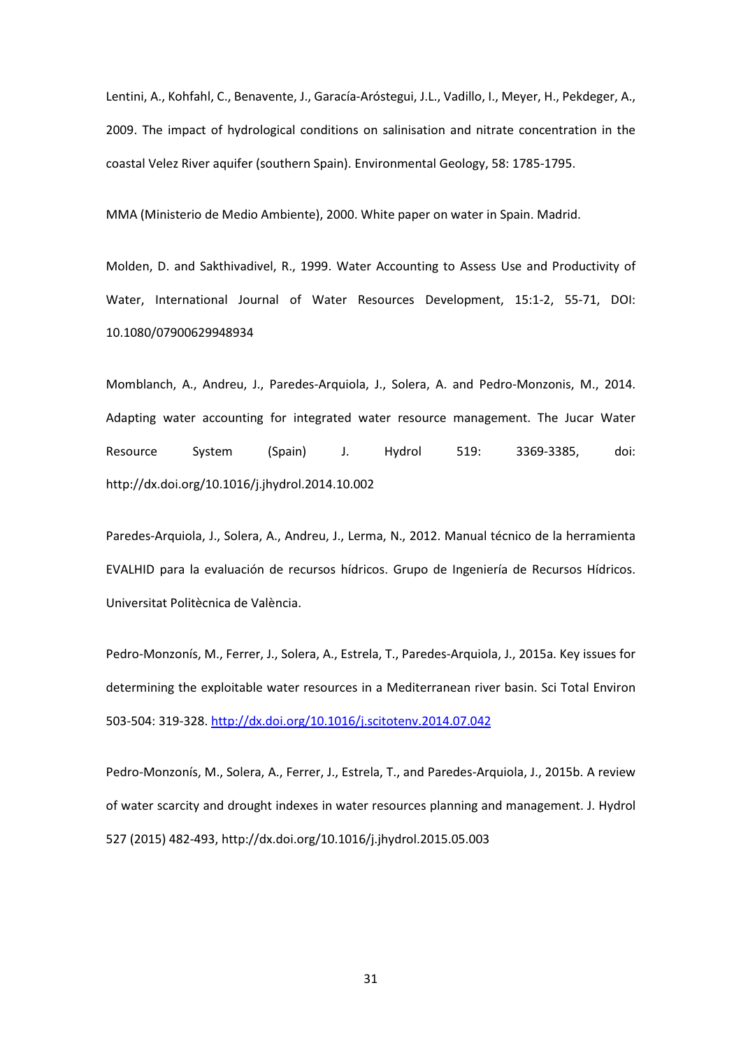Lentini, A., Kohfahl, C., Benavente, J., Garacía-Aróstegui, J.L., Vadillo, I., Meyer, H., Pekdeger, A., 2009. The impact of hydrological conditions on salinisation and nitrate concentration in the coastal Velez River aquifer (southern Spain). Environmental Geology, 58: 1785-1795.

MMA (Ministerio de Medio Ambiente), 2000. White paper on water in Spain. Madrid.

Molden, D. and Sakthivadivel, R., 1999. Water Accounting to Assess Use and Productivity of Water, International Journal of Water Resources Development, 15:1-2, 55-71, DOI: 10.1080/07900629948934

Momblanch, A., Andreu, J., Paredes-Arquiola, J., Solera, A. and Pedro-Monzonis, M., 2014. Adapting water accounting for integrated water resource management. The Jucar Water Resource System (Spain) J. Hydrol 519: 3369-3385, doi: http://dx.doi.org/10.1016/j.jhydrol.2014.10.002

Paredes-Arquiola, J., Solera, A., Andreu, J., Lerma, N., 2012. Manual técnico de la herramienta EVALHID para la evaluación de recursos hídricos. Grupo de Ingeniería de Recursos Hídricos. Universitat Politècnica de València.

Pedro-Monzonís, M., Ferrer, J., Solera, A., Estrela, T., Paredes-Arquiola, J., 2015a. Key issues for determining the exploitable water resources in a Mediterranean river basin. Sci Total Environ 503-504: 319-328. http://dx.doi.org/10.1016/j.scitotenv.2014.07.042

Pedro-Monzonís, M., Solera, A., Ferrer, J., Estrela, T., and Paredes-Arquiola, J., 2015b. A review of water scarcity and drought indexes in water resources planning and management. J. Hydrol 527 (2015) 482-493, http://dx.doi.org/10.1016/j.jhydrol.2015.05.003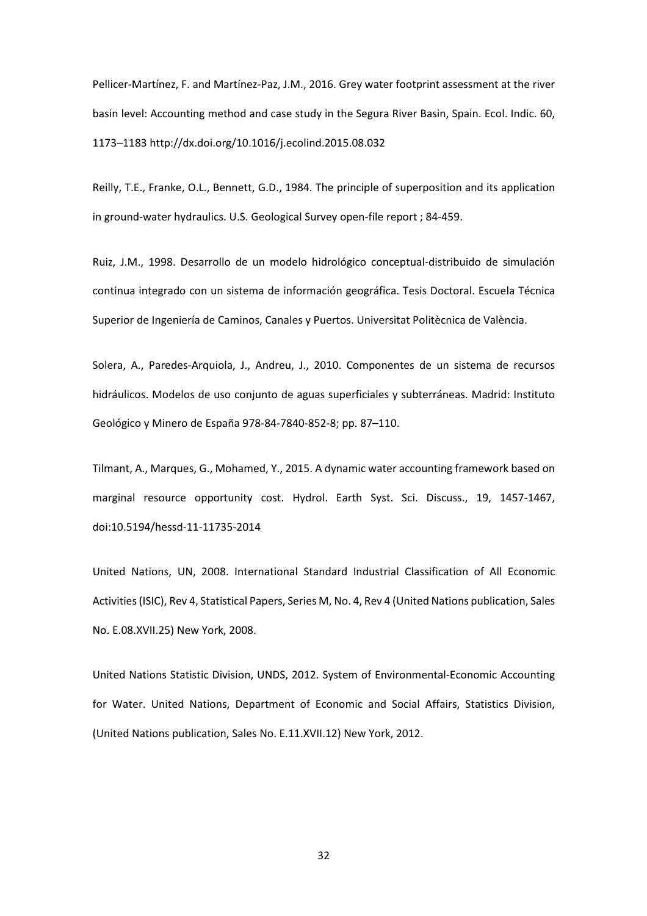Pellicer-Martínez, F. and Martínez-Paz, J.M., 2016. Grey water footprint assessment at the river basin level: Accounting method and case study in the Segura River Basin, Spain. Ecol. Indic. 60, 1173–1183 http://dx.doi.org/10.1016/j.ecolind.2015.08.032

Reilly, T.E., Franke, O.L., Bennett, G.D., 1984. The principle of superposition and its application in ground-water hydraulics. U.S. Geological Survey open-file report ; 84-459.

Ruiz, J.M., 1998. Desarrollo de un modelo hidrológico conceptual-distribuido de simulación continua integrado con un sistema de información geográfica. Tesis Doctoral. Escuela Técnica Superior de Ingeniería de Caminos, Canales y Puertos. Universitat Politècnica de València.

Solera, A., Paredes-Arquiola, J., Andreu, J., 2010. Componentes de un sistema de recursos hidráulicos. Modelos de uso conjunto de aguas superficiales y subterráneas. Madrid: Instituto Geológico y Minero de España 978-84-7840-852-8; pp. 87–110.

Tilmant, A., Marques, G., Mohamed, Y., 2015. A dynamic water accounting framework based on marginal resource opportunity cost. Hydrol. Earth Syst. Sci. Discuss., 19, 1457-1467, doi:10.5194/hessd-11-11735-2014

United Nations, UN, 2008. International Standard Industrial Classification of All Economic Activities (ISIC), Rev 4, Statistical Papers, Series M, No. 4, Rev 4 (United Nations publication, Sales No. E.08.XVII.25) New York, 2008.

United Nations Statistic Division, UNDS, 2012. System of Environmental-Economic Accounting for Water. United Nations, Department of Economic and Social Affairs, Statistics Division, (United Nations publication, Sales No. E.11.XVII.12) New York, 2012.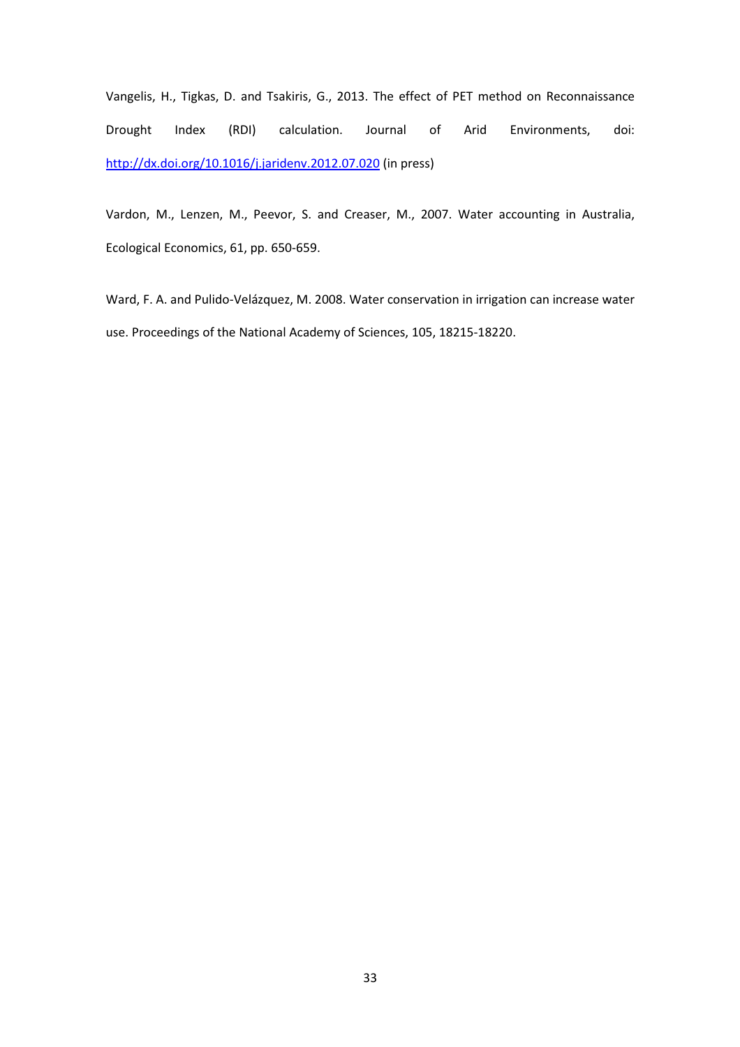Vangelis, H., Tigkas, D. and Tsakiris, G., 2013. The effect of PET method on Reconnaissance Drought Index (RDI) calculation. Journal of Arid Environments, doi: [http://dx.doi.org/10.1016/j.jaridenv.2012.07.020](http://dx.doi.org/10.1016/j.jaridenv.2012.07.020) (in press)

Vardon, M., Lenzen, M., Peevor, S. and Creaser, M., 2007. Water accounting in Australia, Ecological Economics, 61, pp. 650-659.

Ward, F. A. and Pulido-Velázquez, M. 2008. Water conservation in irrigation can increase water use. Proceedings of the National Academy of Sciences, 105, 18215-18220.